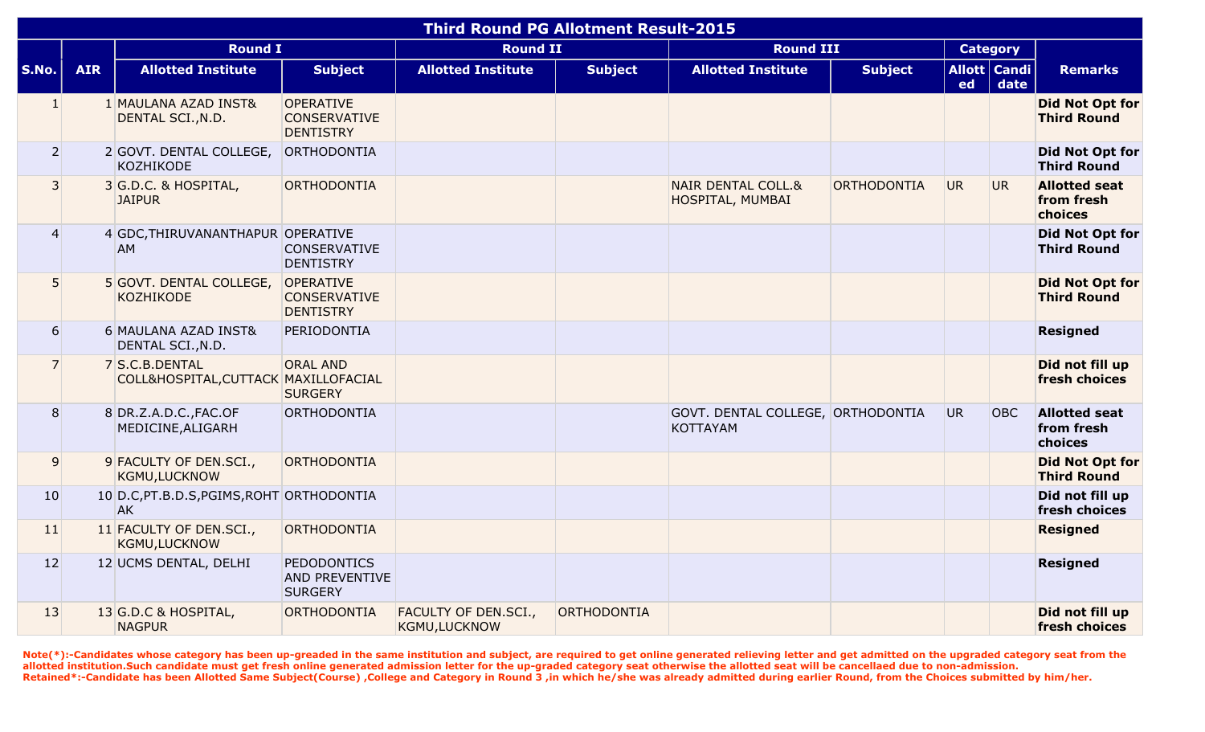| Third Round PG Allotment Result-2015 | | | | | | | | | | |
|---|---|---|---|---|---|---|---|---|---|---|
| | | Round I | | Round II | | Round III | | Category | | |
| S.No. | AIR | Allotted Institute | Subject | Allotted Institute | Subject | Allotted Institute | Subject | Allotted | Candidate | Remarks |
| 1 | 1 | MAULANA AZAD INST& DENTAL SCI.,N.D. | OPERATIVE CONSERVATIVE DENTISTRY | | | | | | | **Did Not Opt for Third Round** |
| 2 | 2 | GOVT. DENTAL COLLEGE, KOZHIKODE | ORTHODONTIA | | | | | | | **Did Not Opt for Third Round** |
| 3 | 3 | G.D.C. & HOSPITAL, JAIPUR | ORTHODONTIA | | | NAIR DENTAL COLL.& HOSPITAL, MUMBAI | ORTHODONTIA | UR | UR | **Allotted seat from fresh choices** |
| 4 | 4 | GDC,THIRUVANANTHAPURAM | OPERATIVE CONSERVATIVE DENTISTRY | | | | | | | **Did Not Opt for Third Round** |
| 5 | 5 | GOVT. DENTAL COLLEGE, KOZHIKODE | OPERATIVE CONSERVATIVE DENTISTRY | | | | | | | **Did Not Opt for Third Round** |
| 6 | 6 | MAULANA AZAD INST& DENTAL SCI.,N.D. | PERIODONTIA | | | | | | | **Resigned** |
| 7 | 7 | S.C.B.DENTAL COLL&HOSPITAL,CUTTACK | ORAL AND MAXILLOFACIAL SURGERY | | | | | | | **Did not fill up fresh choices** |
| 8 | 8 | DR.Z.A.D.C.,FAC.OF MEDICINE,ALIGARH | ORTHODONTIA | | | GOVT. DENTAL COLLEGE, KOTTAYAM | ORTHODONTIA | UR | OBC | **Allotted seat from fresh choices** |
| 9 | 9 | FACULTY OF DEN.SCI., KGMU,LUCKNOW | ORTHODONTIA | | | | | | | **Did Not Opt for Third Round** |
| 10 | 10 | D.C,PT.B.D.S,PGIMS,ROHTAK | ORTHODONTIA | | | | | | | **Did not fill up fresh choices** |
| 11 | 11 | FACULTY OF DEN.SCI., KGMU,LUCKNOW | ORTHODONTIA | | | | | | | **Resigned** |
| 12 | 12 | UCMS DENTAL, DELHI | PEDODONTICS AND PREVENTIVE SURGERY | | | | | | | **Resigned** |
| 13 | 13 | G.D.C & HOSPITAL, NAGPUR | ORTHODONTIA | FACULTY OF DEN.SCI., KGMU,LUCKNOW | ORTHODONTIA | | | | | **Did not fill up fresh choices** |

**Note(*):-Candidates whose category has been up-greaded in the same institution and subject, are required to get online generated relieving letter and get admitted on the upgraded category seat from the allotted institution.Such candidate must get fresh online generated admission letter for the up-graded category seat otherwise the allotted seat will be cancellaed due to non-admission.**
**Retained*:-Candidate has been Allotted Same Subject(Course) ,College and Category in Round 3 ,in which he/she was already admitted during earlier Round, from the Choices submitted by him/her.**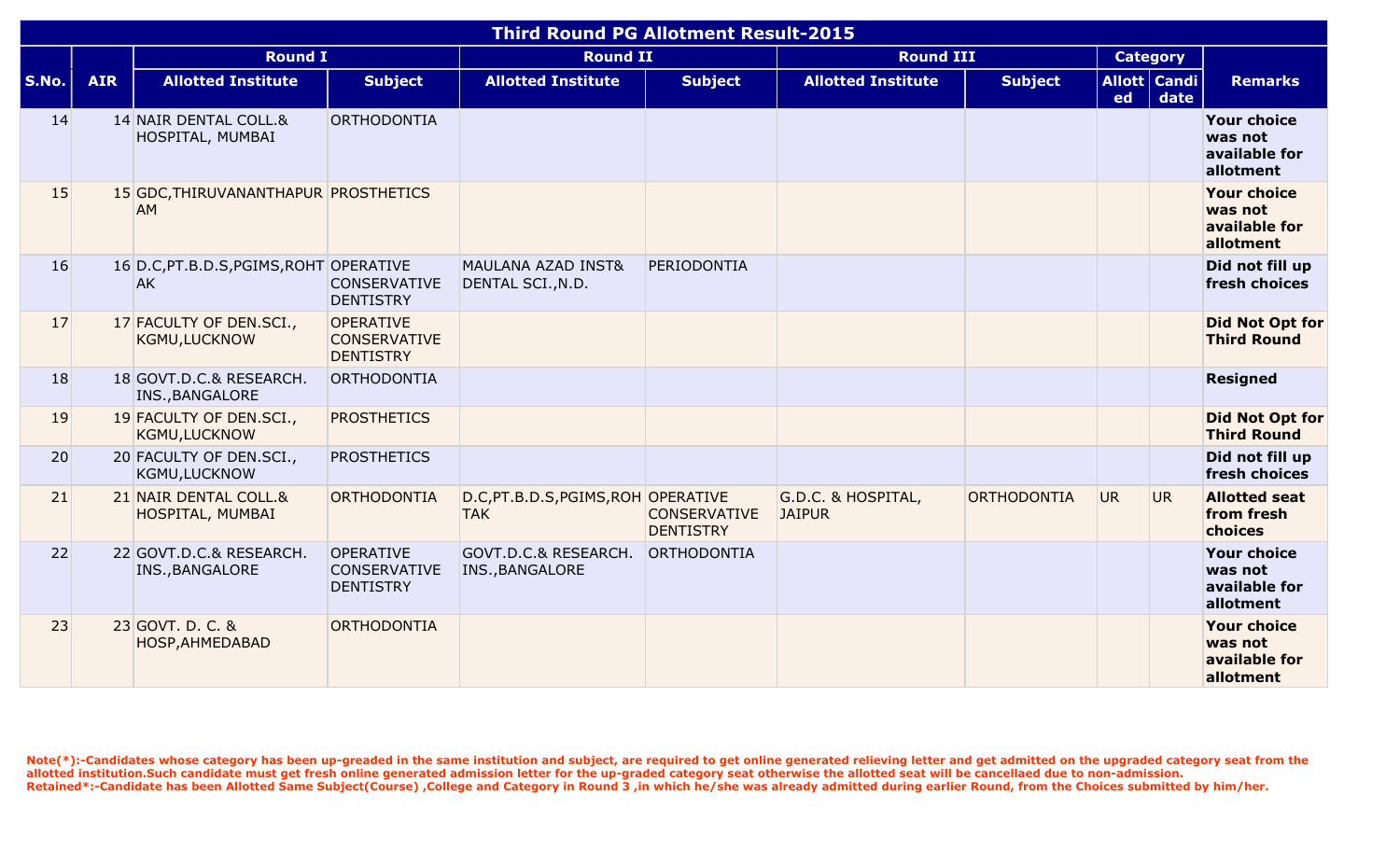| Third Round PG Allotment Result-2015 | | | | | | | | | |
|---|---|---|---|---|---|---|---|---|---|
| | | Round I | | Round II | | Round III | | Category | | |
| S.No. | AIR | Allotted Institute | Subject | Allotted Institute | Subject | Allotted Institute | Subject | Allotted | Candidate | Remarks |
| 14 | 14 | NAIR DENTAL COLL.& HOSPITAL, MUMBAI | ORTHODONTIA | | | | | | | Your choice was not available for allotment |
| 15 | 15 | GDC,THIRUVANANTHAPURAM | PROSTHETICS | | | | | | | Your choice was not available for allotment |
| 16 | 16 | D.C,PT.B.D.S,PGIMS,ROHTAK | OPERATIVE CONSERVATIVE DENTISTRY | MAULANA AZAD INST& DENTAL SCI.,N.D. | PERIODONTIA | | | | | Did not fill up fresh choices |
| 17 | 17 | FACULTY OF DEN.SCI., KGMU,LUCKNOW | OPERATIVE CONSERVATIVE DENTISTRY | | | | | | | Did Not Opt for Third Round |
| 18 | 18 | GOVT.D.C.& RESEARCH. INS.,BANGALORE | ORTHODONTIA | | | | | | | Resigned |
| 19 | 19 | FACULTY OF DEN.SCI., KGMU,LUCKNOW | PROSTHETICS | | | | | | | Did Not Opt for Third Round |
| 20 | 20 | FACULTY OF DEN.SCI., KGMU,LUCKNOW | PROSTHETICS | | | | | | | Did not fill up fresh choices |
| 21 | 21 | NAIR DENTAL COLL.& HOSPITAL, MUMBAI | ORTHODONTIA | D.C,PT.B.D.S,PGIMS,ROHTAK | OPERATIVE CONSERVATIVE DENTISTRY | G.D.C. & HOSPITAL, JAIPUR | ORTHODONTIA | UR | UR | Allotted seat from fresh choices |
| 22 | 22 | GOVT.D.C.& RESEARCH. INS.,BANGALORE | OPERATIVE CONSERVATIVE DENTISTRY | GOVT.D.C.& RESEARCH. INS.,BANGALORE | ORTHODONTIA | | | | | Your choice was not available for allotment |
| 23 | 23 | GOVT. D. C. & HOSP,AHMEDABAD | ORTHODONTIA | | | | | | | Your choice was not available for allotment |

**Note(*):-Candidates whose category has been up-greaded in the same institution and subject, are required to get online generated relieving letter and get admitted on the upgraded category seat from the allotted institution.Such candidate must get fresh online generated admission letter for the up-graded category seat otherwise the allotted seat will be cancellaed due to non-admission.**
**Retained*:-Candidate has been Allotted Same Subject(Course) ,College and Category in Round 3 ,in which he/she was already admitted during earlier Round, from the Choices submitted by him/her.**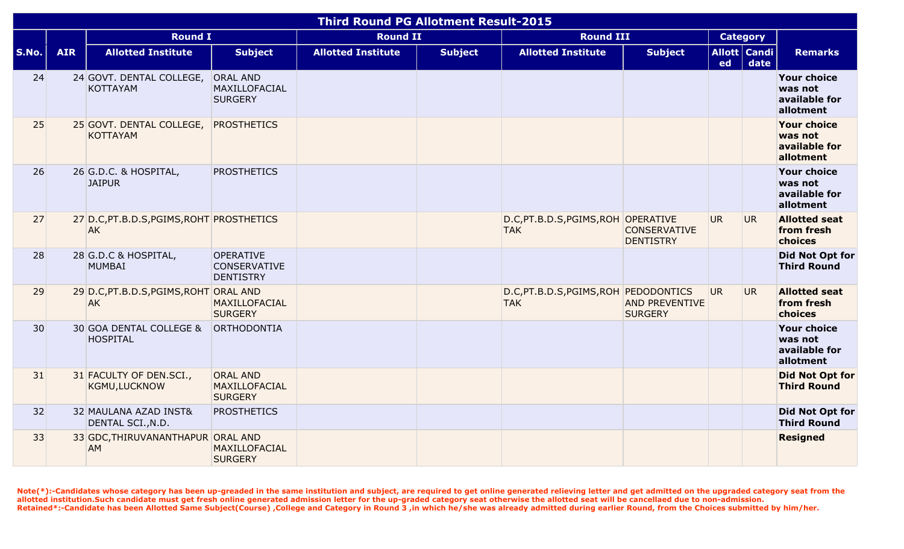# Third Round PG Allotment Result-2015

| S.No. | AIR | Round I | | Round II | | Round III | | Category | | Remarks |
|---|---|---|---|---|---|---|---|---|---|---|
| | | Allotted Institute | Subject | Allotted Institute | Subject | Allotted Institute | Subject | Allotted | Candidate | |
| 24 | 24 | GOVT. DENTAL COLLEGE, KOTTAYAM | ORAL AND MAXILLOFACIAL SURGERY | | | | | | | **Your choice was not available for allotment** |
| 25 | 25 | GOVT. DENTAL COLLEGE, KOTTAYAM | PROSTHETICS | | | | | | | **Your choice was not available for allotment** |
| 26 | 26 | G.D.C. & HOSPITAL, JAIPUR | PROSTHETICS | | | | | | | **Your choice was not available for allotment** |
| 27 | 27 | D.C,PT.B.D.S,PGIMS,ROHTAK | PROSTHETICS | | | D.C,PT.B.D.S,PGIMS,ROHTAK | OPERATIVE CONSERVATIVE DENTISTRY | UR | UR | **Allotted seat from fresh choices** |
| 28 | 28 | G.D.C & HOSPITAL, MUMBAI | OPERATIVE CONSERVATIVE DENTISTRY | | | | | | | **Did Not Opt for Third Round** |
| 29 | 29 | D.C,PT.B.D.S,PGIMS,ROHTAK | ORAL AND MAXILLOFACIAL SURGERY | | | D.C,PT.B.D.S,PGIMS,ROHTAK | PEDODONTICS AND PREVENTIVE SURGERY | UR | UR | **Allotted seat from fresh choices** |
| 30 | 30 | GOA DENTAL COLLEGE & HOSPITAL | ORTHODONTIA | | | | | | | **Your choice was not available for allotment** |
| 31 | 31 | FACULTY OF DEN.SCI., KGMU,LUCKNOW | ORAL AND MAXILLOFACIAL SURGERY | | | | | | | **Did Not Opt for Third Round** |
| 32 | 32 | MAULANA AZAD INST& DENTAL SCI.,N.D. | PROSTHETICS | | | | | | | **Did Not Opt for Third Round** |
| 33 | 33 | GDC,THIRUVANANTHAPURAM | ORAL AND MAXILLOFACIAL SURGERY | | | | | | | **Resigned** |

**Note(*):-Candidates whose category has been up-greaded in the same institution and subject, are required to get online generated relieving letter and get admitted on the upgraded category seat from the allotted institution.Such candidate must get fresh online generated admission letter for the up-graded category seat otherwise the allotted seat will be cancellaed due to non-admission.**
**Retained*:-Candidate has been Allotted Same Subject(Course) ,College and Category in Round 3 ,in which he/she was already admitted during earlier Round, from the Choices submitted by him/her.**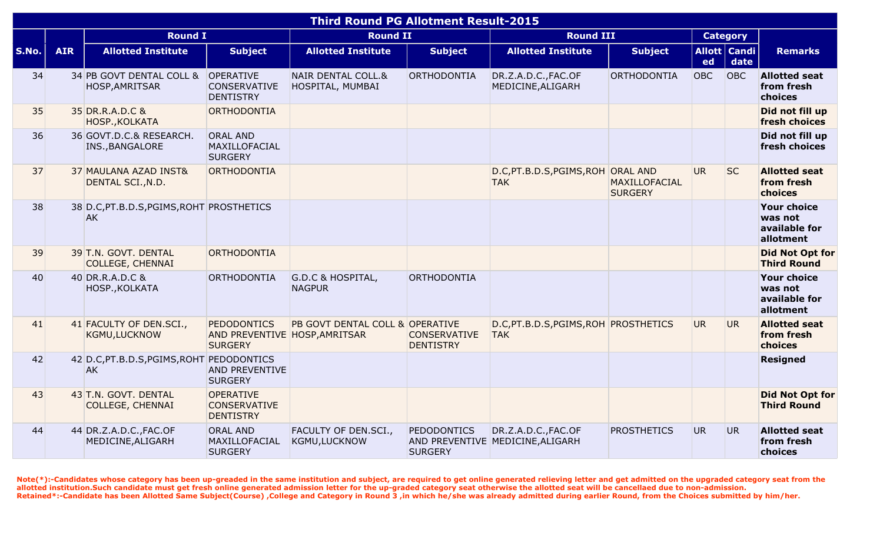| Third Round PG Allotment Result-2015 | | | | | | | | | | |
|---|---|---|---|---|---|---|---|---|---|---|
| | | Round I | | Round II | | Round III | | Category | | |
| S.No. | AIR | Allotted Institute | Subject | Allotted Institute | Subject | Allotted Institute | Subject | Allotted | Candidate | Remarks |
| 34 | 34 | PB GOVT DENTAL COLL & HOSP,AMRITSAR | OPERATIVE CONSERVATIVE DENTISTRY | NAIR DENTAL COLL.& HOSPITAL, MUMBAI | ORTHODONTIA | DR.Z.A.D.C.,FAC.OF MEDICINE,ALIGARH | ORTHODONTIA | OBC | OBC | **Allotted seat from fresh choices** |
| 35 | 35 | DR.R.A.D.C & HOSP.,KOLKATA | ORTHODONTIA | | | | | | | **Did not fill up fresh choices** |
| 36 | 36 | GOVT.D.C.& RESEARCH. INS.,BANGALORE | ORAL AND MAXILLOFACIAL SURGERY | | | | | | | **Did not fill up fresh choices** |
| 37 | 37 | MAULANA AZAD INST& DENTAL SCI.,N.D. | ORTHODONTIA | | | D.C,PT.B.D.S,PGIMS,ROHTAK | ORAL AND MAXILLOFACIAL SURGERY | UR | SC | **Allotted seat from fresh choices** |
| 38 | 38 | D.C,PT.B.D.S,PGIMS,ROHTAK | PROSTHETICS | | | | | | | **Your choice was not available for allotment** |
| 39 | 39 | T.N. GOVT. DENTAL COLLEGE, CHENNAI | ORTHODONTIA | | | | | | | **Did Not Opt for Third Round** |
| 40 | 40 | DR.R.A.D.C & HOSP.,KOLKATA | ORTHODONTIA | G.D.C & HOSPITAL, NAGPUR | ORTHODONTIA | | | | | **Your choice was not available for allotment** |
| 41 | 41 | FACULTY OF DEN.SCI., KGMU,LUCKNOW | PEDODONTICS AND PREVENTIVE SURGERY | PB GOVT DENTAL COLL & HOSP,AMRITSAR | OPERATIVE CONSERVATIVE DENTISTRY | D.C,PT.B.D.S,PGIMS,ROHTAK | PROSTHETICS | UR | UR | **Allotted seat from fresh choices** |
| 42 | 42 | D.C,PT.B.D.S,PGIMS,ROHTAK | PEDODONTICS AND PREVENTIVE SURGERY | | | | | | | **Resigned** |
| 43 | 43 | T.N. GOVT. DENTAL COLLEGE, CHENNAI | OPERATIVE CONSERVATIVE DENTISTRY | | | | | | | **Did Not Opt for Third Round** |
| 44 | 44 | DR.Z.A.D.C.,FAC.OF MEDICINE,ALIGARH | ORAL AND MAXILLOFACIAL SURGERY | FACULTY OF DEN.SCI., KGMU,LUCKNOW | PEDODONTICS AND PREVENTIVE SURGERY | DR.Z.A.D.C.,FAC.OF MEDICINE,ALIGARH | PROSTHETICS | UR | UR | **Allotted seat from fresh choices** |

**Note(*):-Candidates whose category has been up-greaded in the same institution and subject, are required to get online generated relieving letter and get admitted on the upgraded category seat from the allotted institution.Such candidate must get fresh online generated admission letter for the up-graded category seat otherwise the allotted seat will be cancellaed due to non-admission.**
**Retained*:-Candidate has been Allotted Same Subject(Course) ,College and Category in Round 3 ,in which he/she was already admitted during earlier Round, from the Choices submitted by him/her.**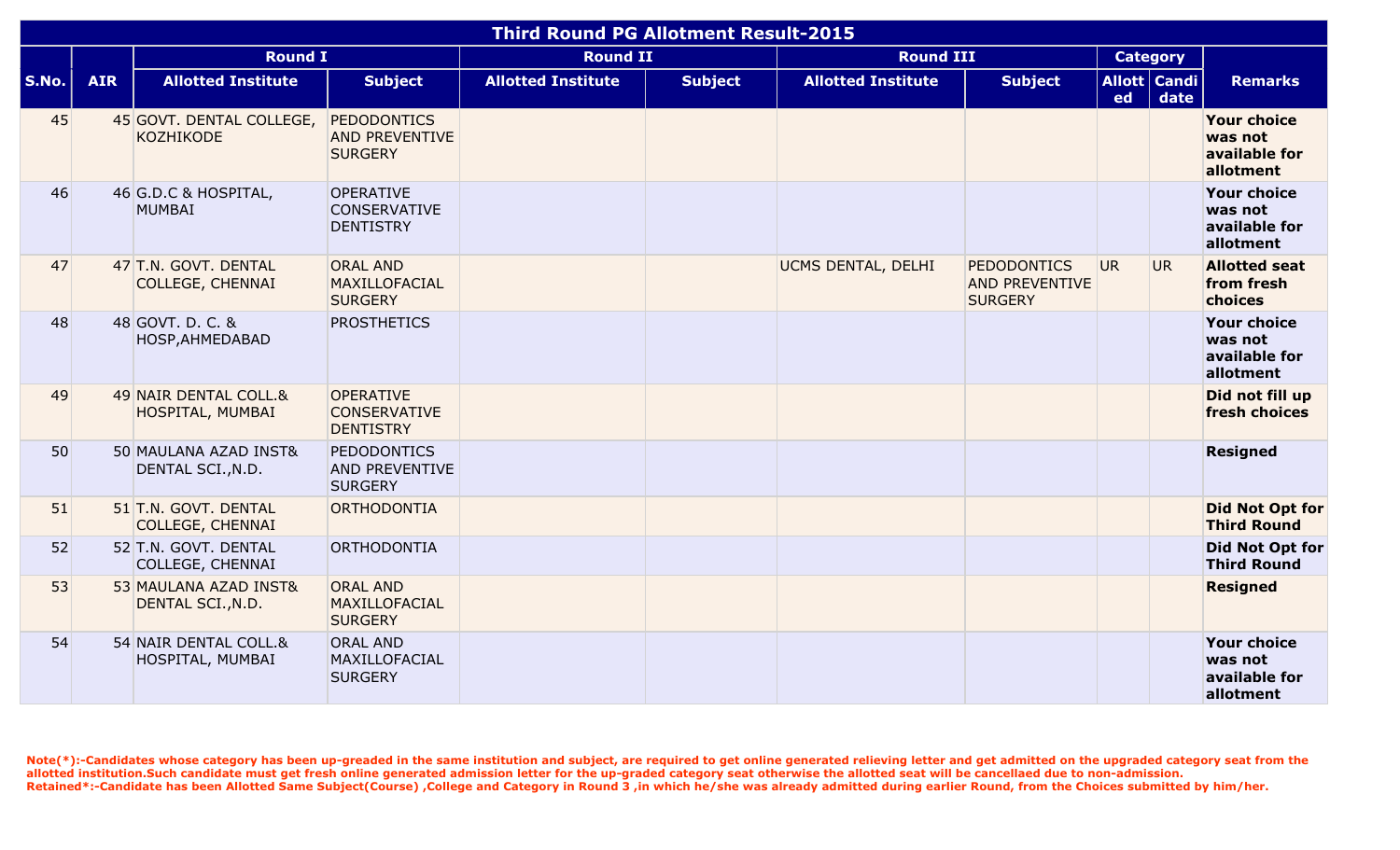| Third Round PG Allotment Result-2015 | | | | | | | | | | |
|---|---|---|---|---|---|---|---|---|---|---|
| | | Round I | | Round II | | Round III | | Category | | |
| S.No. | AIR | Allotted Institute | Subject | Allotted Institute | Subject | Allotted Institute | Subject | Allotted | Candidate | Remarks |
| 45 | 45 | GOVT. DENTAL COLLEGE, KOZHIKODE | PEDODONTICS AND PREVENTIVE SURGERY | | | | | | | **Your choice was not available for allotment** |
| 46 | 46 | G.D.C & HOSPITAL, MUMBAI | OPERATIVE CONSERVATIVE DENTISTRY | | | | | | | **Your choice was not available for allotment** |
| 47 | 47 | T.N. GOVT. DENTAL COLLEGE, CHENNAI | ORAL AND MAXILLOFACIAL SURGERY | | | UCMS DENTAL, DELHI | PEDODONTICS AND PREVENTIVE SURGERY | UR | UR | **Allotted seat from fresh choices** |
| 48 | 48 | GOVT. D. C. & HOSP,AHMEDABAD | PROSTHETICS | | | | | | | **Your choice was not available for allotment** |
| 49 | 49 | NAIR DENTAL COLL.& HOSPITAL, MUMBAI | OPERATIVE CONSERVATIVE DENTISTRY | | | | | | | **Did not fill up fresh choices** |
| 50 | 50 | MAULANA AZAD INST& DENTAL SCI.,N.D. | PEDODONTICS AND PREVENTIVE SURGERY | | | | | | | **Resigned** |
| 51 | 51 | T.N. GOVT. DENTAL COLLEGE, CHENNAI | ORTHODONTIA | | | | | | | **Did Not Opt for Third Round** |
| 52 | 52 | T.N. GOVT. DENTAL COLLEGE, CHENNAI | ORTHODONTIA | | | | | | | **Did Not Opt for Third Round** |
| 53 | 53 | MAULANA AZAD INST& DENTAL SCI.,N.D. | ORAL AND MAXILLOFACIAL SURGERY | | | | | | | **Resigned** |
| 54 | 54 | NAIR DENTAL COLL.& HOSPITAL, MUMBAI | ORAL AND MAXILLOFACIAL SURGERY | | | | | | | **Your choice was not available for allotment** |

**Note(*):-Candidates whose category has been up-greaded in the same institution and subject, are required to get online generated relieving letter and get admitted on the upgraded category seat from the allotted institution.Such candidate must get fresh online generated admission letter for the up-graded category seat otherwise the allotted seat will be cancellaed due to non-admission.**
**Retained*:-Candidate has been Allotted Same Subject(Course) ,College and Category in Round 3 ,in which he/she was already admitted during earlier Round, from the Choices submitted by him/her.**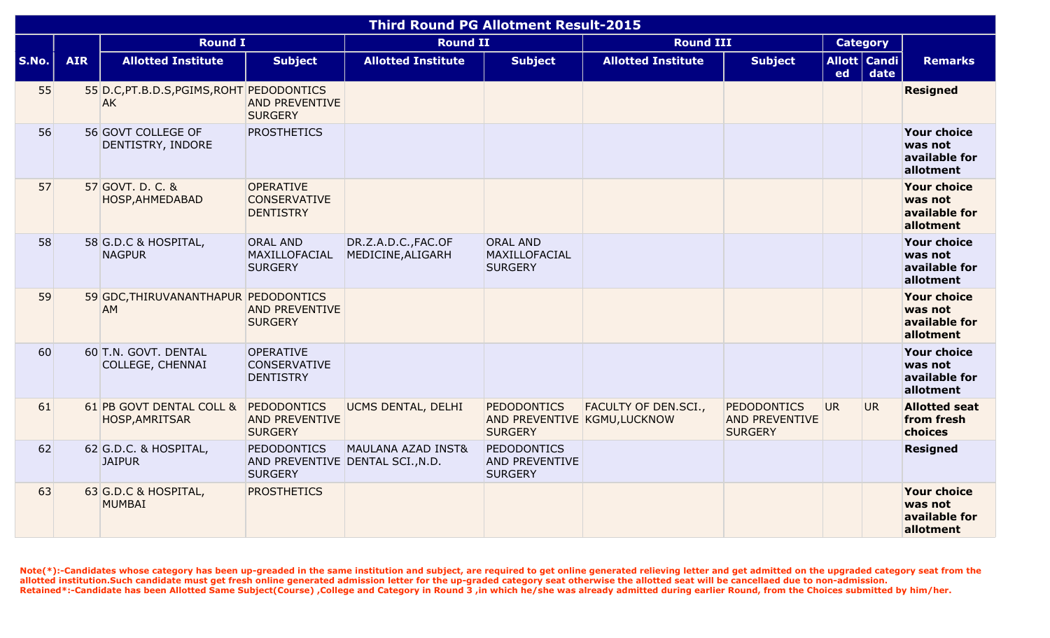| Third Round PG Allotment Result-2015 | | | | | | | | | | |
|---|---|---|---|---|---|---|---|---|---|---|
| | | Round I | | Round II | | Round III | | Category | | |
| S.No. | AIR | Allotted Institute | Subject | Allotted Institute | Subject | Allotted Institute | Subject | Allotted | Candidate | Remarks |
| 55 | 55 | D.C,PT.B.D.S,PGIMS,ROHTAK | PEDODONTICS AND PREVENTIVE SURGERY | | | | | | | **Resigned** |
| 56 | 56 | GOVT COLLEGE OF DENTISTRY, INDORE | PROSTHETICS | | | | | | | **Your choice was not available for allotment** |
| 57 | 57 | GOVT. D. C. & HOSP,AHMEDABAD | OPERATIVE CONSERVATIVE DENTISTRY | | | | | | | **Your choice was not available for allotment** |
| 58 | 58 | G.D.C & HOSPITAL, NAGPUR | ORAL AND MAXILLOFACIAL SURGERY | DR.Z.A.D.C.,FAC.OF MEDICINE,ALIGARH | ORAL AND MAXILLOFACIAL SURGERY | | | | | **Your choice was not available for allotment** |
| 59 | 59 | GDC,THIRUVANANTHAPURAM | PEDODONTICS AND PREVENTIVE SURGERY | | | | | | | **Your choice was not available for allotment** |
| 60 | 60 | T.N. GOVT. DENTAL COLLEGE, CHENNAI | OPERATIVE CONSERVATIVE DENTISTRY | | | | | | | **Your choice was not available for allotment** |
| 61 | 61 | PB GOVT DENTAL COLL & HOSP,AMRITSAR | PEDODONTICS AND PREVENTIVE SURGERY | UCMS DENTAL, DELHI | PEDODONTICS AND PREVENTIVE SURGERY | FACULTY OF DEN.SCI., KGMU,LUCKNOW | PEDODONTICS AND PREVENTIVE SURGERY | UR | UR | **Allotted seat from fresh choices** |
| 62 | 62 | G.D.C. & HOSPITAL, JAIPUR | PEDODONTICS AND PREVENTIVE SURGERY | MAULANA AZAD INST& DENTAL SCI.,N.D. | PEDODONTICS AND PREVENTIVE SURGERY | | | | | **Resigned** |
| 63 | 63 | G.D.C & HOSPITAL, MUMBAI | PROSTHETICS | | | | | | | **Your choice was not available for allotment** |

**Note(*):-Candidates whose category has been up-greaded in the same institution and subject, are required to get online generated relieving letter and get admitted on the upgraded category seat from the allotted institution.Such candidate must get fresh online generated admission letter for the up-graded category seat otherwise the allotted seat will be cancellaed due to non-admission.**
**Retained*:-Candidate has been Allotted Same Subject(Course) ,College and Category in Round 3 ,in which he/she was already admitted during earlier Round, from the Choices submitted by him/her.**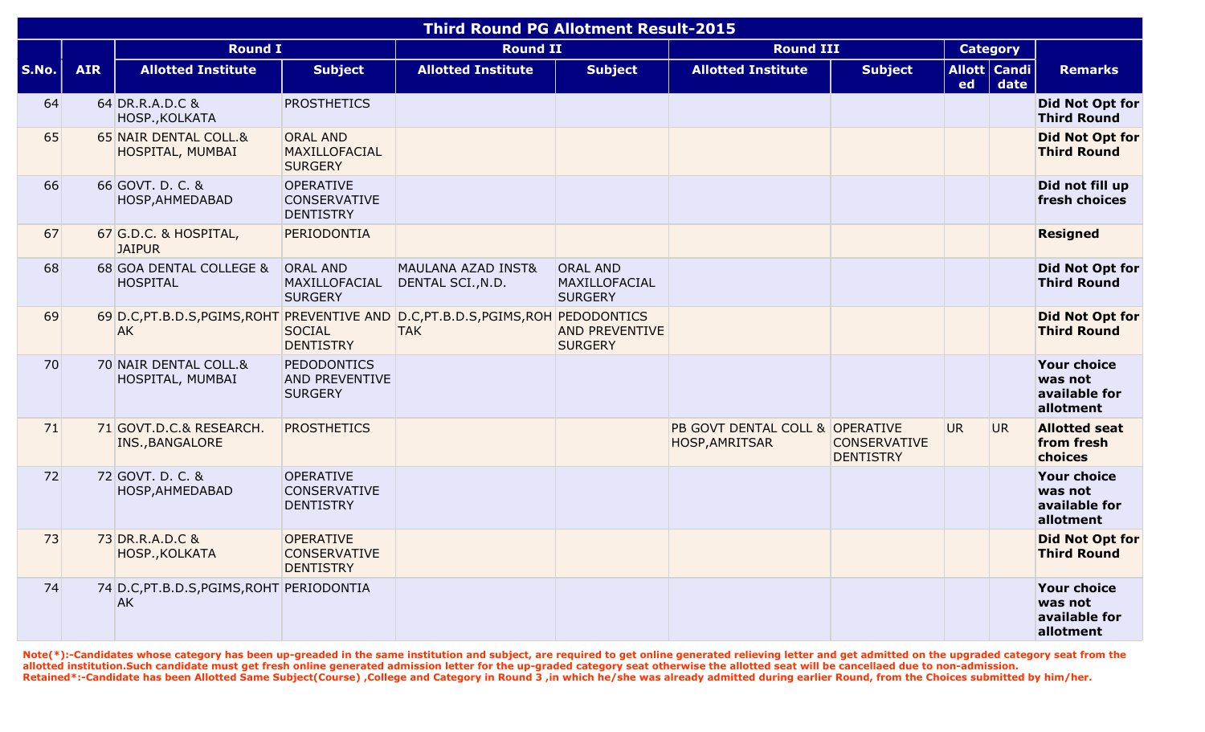| Third Round PG Allotment Result-2015 | | | | | | | | | | |
|---|---|---|---|---|---|---|---|---|---|---|
| | | Round I | | Round II | | Round III | | Category | | |
| S.No. | AIR | Allotted Institute | Subject | Allotted Institute | Subject | Allotted Institute | Subject | Allotted | Candidate | Remarks |
| 64 | 64 | DR.R.A.D.C & HOSP.,KOLKATA | PROSTHETICS | | | | | | | **Did Not Opt for Third Round** |
| 65 | 65 | NAIR DENTAL COLL.& HOSPITAL, MUMBAI | ORAL AND MAXILLOFACIAL SURGERY | | | | | | | **Did Not Opt for Third Round** |
| 66 | 66 | GOVT. D. C. & HOSP,AHMEDABAD | OPERATIVE CONSERVATIVE DENTISTRY | | | | | | | **Did not fill up fresh choices** |
| 67 | 67 | G.D.C. & HOSPITAL, JAIPUR | PERIODONTIA | | | | | | | **Resigned** |
| 68 | 68 | GOA DENTAL COLLEGE & HOSPITAL | ORAL AND MAXILLOFACIAL SURGERY | MAULANA AZAD INST& DENTAL SCI.,N.D. | ORAL AND MAXILLOFACIAL SURGERY | | | | | **Did Not Opt for Third Round** |
| 69 | 69 | D.C,PT.B.D.S,PGIMS,ROHTAK | PREVENTIVE AND SOCIAL DENTISTRY | D.C,PT.B.D.S,PGIMS,ROHTAK | PEDODONTICS AND PREVENTIVE SURGERY | | | | | **Did Not Opt for Third Round** |
| 70 | 70 | NAIR DENTAL COLL.& HOSPITAL, MUMBAI | PEDODONTICS AND PREVENTIVE SURGERY | | | | | | | **Your choice was not available for allotment** |
| 71 | 71 | GOVT.D.C.& RESEARCH. INS.,BANGALORE | PROSTHETICS | | | PB GOVT DENTAL COLL & HOSP,AMRITSAR | OPERATIVE CONSERVATIVE DENTISTRY | UR | UR | **Allotted seat from fresh choices** |
| 72 | 72 | GOVT. D. C. & HOSP,AHMEDABAD | OPERATIVE CONSERVATIVE DENTISTRY | | | | | | | **Your choice was not available for allotment** |
| 73 | 73 | DR.R.A.D.C & HOSP.,KOLKATA | OPERATIVE CONSERVATIVE DENTISTRY | | | | | | | **Did Not Opt for Third Round** |
| 74 | 74 | D.C,PT.B.D.S,PGIMS,ROHTAK | PERIODONTIA | | | | | | | **Your choice was not available for allotment** |

**Note(*):-Candidates whose category has been up-greaded in the same institution and subject, are required to get online generated relieving letter and get admitted on the upgraded category seat from the allotted institution.Such candidate must get fresh online generated admission letter for the up-graded category seat otherwise the allotted seat will be cancellaed due to non-admission.**
**Retained*:-Candidate has been Allotted Same Subject(Course) ,College and Category in Round 3 ,in which he/she was already admitted during earlier Round, from the Choices submitted by him/her.**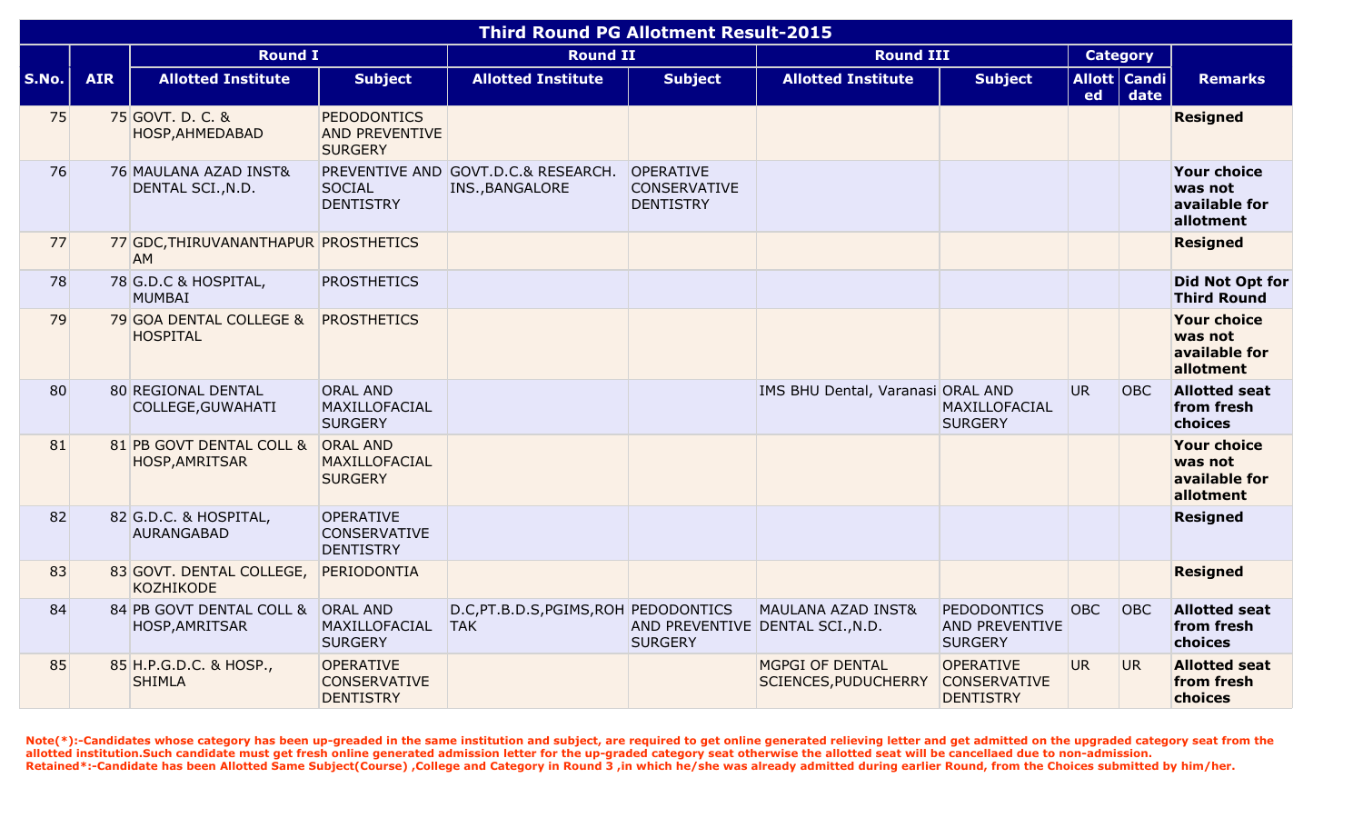| Third Round PG Allotment Result-2015 | | | | | | | | | | |
|---|---|---|---|---|---|---|---|---|---|---|
| | | Round I | | Round II | | Round III | | Category | | |
| S.No. | AIR | Allotted Institute | Subject | Allotted Institute | Subject | Allotted Institute | Subject | Allotted | Candidate | Remarks |
| 75 | 75 | GOVT. D. C. & HOSP,AHMEDABAD | PEDODONTICS AND PREVENTIVE SURGERY | | | | | | | **Resigned** |
| 76 | 76 | MAULANA AZAD INST& DENTAL SCI.,N.D. | PREVENTIVE AND SOCIAL DENTISTRY | GOVT.D.C.& RESEARCH. INS.,BANGALORE | OPERATIVE CONSERVATIVE DENTISTRY | | | | | **Your choice was not available for allotment** |
| 77 | 77 | GDC,THIRUVANANTHAPURAM | PROSTHETICS | | | | | | | **Resigned** |
| 78 | 78 | G.D.C & HOSPITAL, MUMBAI | PROSTHETICS | | | | | | | **Did Not Opt for Third Round** |
| 79 | 79 | GOA DENTAL COLLEGE & HOSPITAL | PROSTHETICS | | | | | | | **Your choice was not available for allotment** |
| 80 | 80 | REGIONAL DENTAL COLLEGE,GUWAHATI | ORAL AND MAXILLOFACIAL SURGERY | | | IMS BHU Dental, Varanasi | ORAL AND MAXILLOFACIAL SURGERY | UR | OBC | **Allotted seat from fresh choices** |
| 81 | 81 | PB GOVT DENTAL COLL & HOSP,AMRITSAR | ORAL AND MAXILLOFACIAL SURGERY | | | | | | | **Your choice was not available for allotment** |
| 82 | 82 | G.D.C. & HOSPITAL, AURANGABAD | OPERATIVE CONSERVATIVE DENTISTRY | | | | | | | **Resigned** |
| 83 | 83 | GOVT. DENTAL COLLEGE, KOZHIKODE | PERIODONTIA | | | | | | | **Resigned** |
| 84 | 84 | PB GOVT DENTAL COLL & HOSP,AMRITSAR | ORAL AND MAXILLOFACIAL SURGERY | D.C,PT.B.D.S,PGIMS,ROHTAK | PEDODONTICS AND PREVENTIVE SURGERY | MAULANA AZAD INST& DENTAL SCI.,N.D. | PEDODONTICS AND PREVENTIVE SURGERY | OBC | OBC | **Allotted seat from fresh choices** |
| 85 | 85 | H.P.G.D.C. & HOSP., SHIMLA | OPERATIVE CONSERVATIVE DENTISTRY | | | MGPGI OF DENTAL SCIENCES,PUDUCHERRY | OPERATIVE CONSERVATIVE DENTISTRY | UR | UR | **Allotted seat from fresh choices** |

**Note(*):-Candidates whose category has been up-greaded in the same institution and subject, are required to get online generated relieving letter and get admitted on the upgraded category seat from the allotted institution.Such candidate must get fresh online generated admission letter for the up-graded category seat otherwise the allotted seat will be cancellaed due to non-admission.**
**Retained*:-Candidate has been Allotted Same Subject(Course) ,College and Category in Round 3 ,in which he/she was already admitted during earlier Round, from the Choices submitted by him/her.**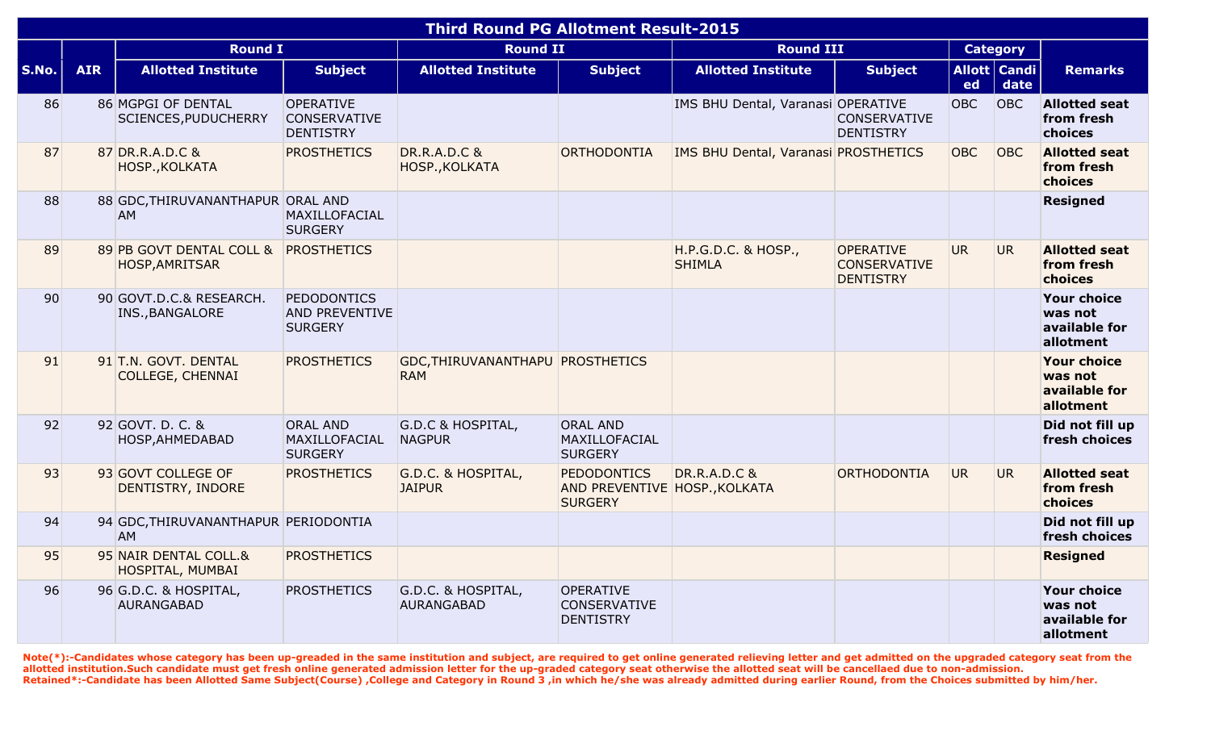| Third Round PG Allotment Result-2015 | | | | | | | | | | |
|---|---|---|---|---|---|---|---|---|---|---|
| | | Round I | | Round II | | Round III | | Category | | |
| S.No. | AIR | Allotted Institute | Subject | Allotted Institute | Subject | Allotted Institute | Subject | Allotted | Candidate | Remarks |
| 86 | 86 | MGPGI OF DENTAL SCIENCES,PUDUCHERRY | OPERATIVE CONSERVATIVE DENTISTRY | | | IMS BHU Dental, Varanasi | OPERATIVE CONSERVATIVE DENTISTRY | OBC | OBC | **Allotted seat from fresh choices** |
| 87 | 87 | DR.R.A.D.C & HOSP.,KOLKATA | PROSTHETICS | DR.R.A.D.C & HOSP.,KOLKATA | ORTHODONTIA | IMS BHU Dental, Varanasi | PROSTHETICS | OBC | OBC | **Allotted seat from fresh choices** |
| 88 | 88 | GDC,THIRUVANANTHAPURAM | ORAL AND MAXILLOFACIAL SURGERY | | | | | | | **Resigned** |
| 89 | 89 | PB GOVT DENTAL COLL & HOSP,AMRITSAR | PROSTHETICS | | | H.P.G.D.C. & HOSP., SHIMLA | OPERATIVE CONSERVATIVE DENTISTRY | UR | UR | **Allotted seat from fresh choices** |
| 90 | 90 | GOVT.D.C.& RESEARCH. INS.,BANGALORE | PEDODONTICS AND PREVENTIVE SURGERY | | | | | | | **Your choice was not available for allotment** |
| 91 | 91 | T.N. GOVT. DENTAL COLLEGE, CHENNAI | PROSTHETICS | GDC,THIRUVANANTHAPURAM | PROSTHETICS | | | | | **Your choice was not available for allotment** |
| 92 | 92 | GOVT. D. C. & HOSP,AHMEDABAD | ORAL AND MAXILLOFACIAL SURGERY | G.D.C & HOSPITAL, NAGPUR | ORAL AND MAXILLOFACIAL SURGERY | | | | | **Did not fill up fresh choices** |
| 93 | 93 | GOVT COLLEGE OF DENTISTRY, INDORE | PROSTHETICS | G.D.C. & HOSPITAL, JAIPUR | PEDODONTICS AND PREVENTIVE SURGERY | DR.R.A.D.C & HOSP.,KOLKATA | ORTHODONTIA | UR | UR | **Allotted seat from fresh choices** |
| 94 | 94 | GDC,THIRUVANANTHAPURAM | PERIODONTIA | | | | | | | **Did not fill up fresh choices** |
| 95 | 95 | NAIR DENTAL COLL.& HOSPITAL, MUMBAI | PROSTHETICS | | | | | | | **Resigned** |
| 96 | 96 | G.D.C. & HOSPITAL, AURANGABAD | PROSTHETICS | G.D.C. & HOSPITAL, AURANGABAD | OPERATIVE CONSERVATIVE DENTISTRY | | | | | **Your choice was not available for allotment** |

**Note(*):-Candidates whose category has been up-greaded in the same institution and subject, are required to get online generated relieving letter and get admitted on the upgraded category seat from the allotted institution.Such candidate must get fresh online generated admission letter for the up-graded category seat otherwise the allotted seat will be cancellaed due to non-admission.**
**Retained*:-Candidate has been Allotted Same Subject(Course) ,College and Category in Round 3 ,in which he/she was already admitted during earlier Round, from the Choices submitted by him/her.**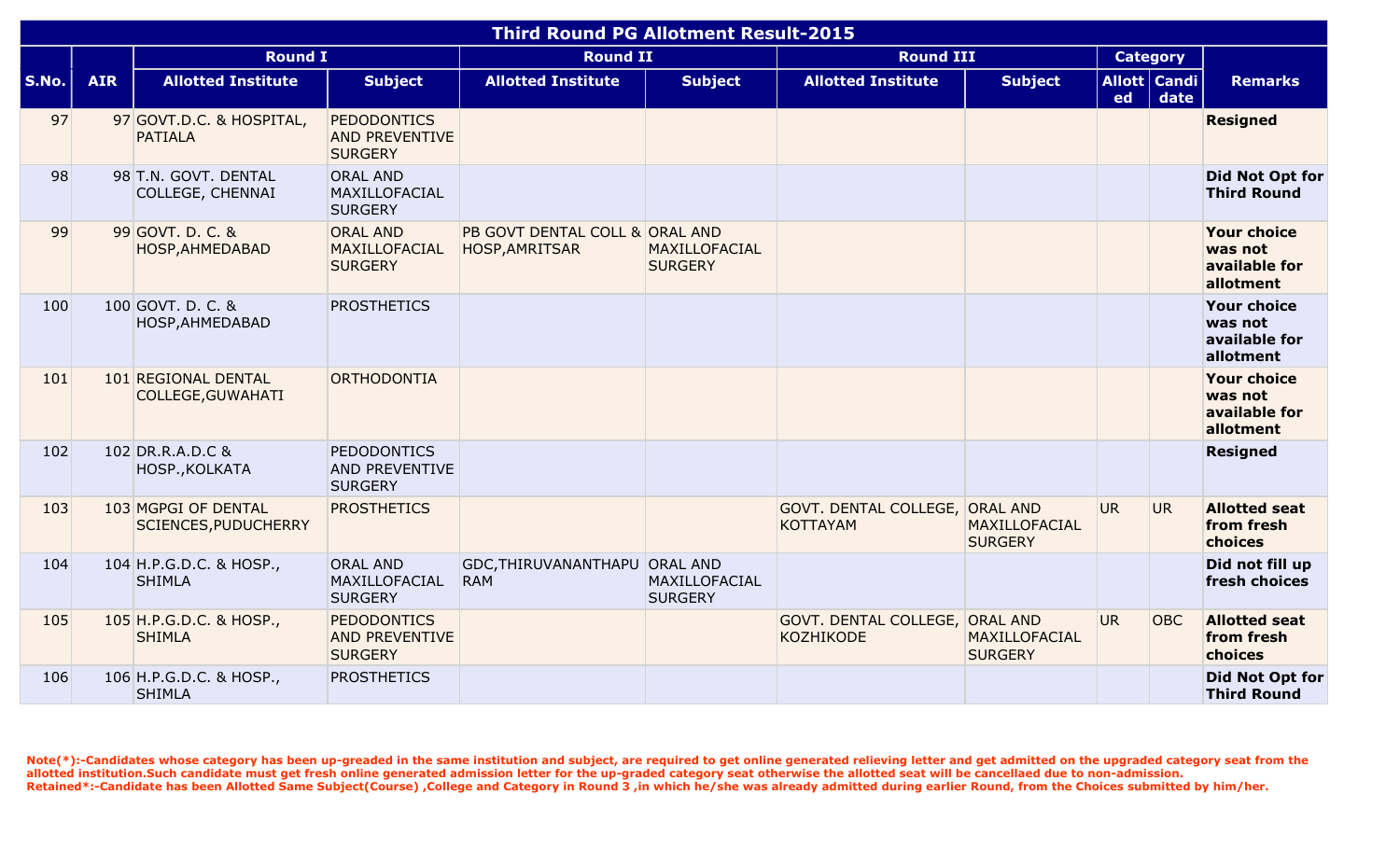| Third Round PG Allotment Result-2015 | | | | | | | | | | |
|---|---|---|---|---|---|---|---|---|---|---|
| | | Round I | | Round II | | Round III | | Category | | |
| S.No. | AIR | Allotted Institute | Subject | Allotted Institute | Subject | Allotted Institute | Subject | Allotted | Candidate | Remarks |
| 97 | 97 | GOVT.D.C. & HOSPITAL, PATIALA | PEDODONTICS AND PREVENTIVE SURGERY | | | | | | | **Resigned** |
| 98 | 98 | T.N. GOVT. DENTAL COLLEGE, CHENNAI | ORAL AND MAXILLOFACIAL SURGERY | | | | | | | **Did Not Opt for Third Round** |
| 99 | 99 | GOVT. D. C. & HOSP,AHMEDABAD | ORAL AND MAXILLOFACIAL SURGERY | PB GOVT DENTAL COLL & HOSP,AMRITSAR | ORAL AND MAXILLOFACIAL SURGERY | | | | | **Your choice was not available for allotment** |
| 100 | 100 | GOVT. D. C. & HOSP,AHMEDABAD | PROSTHETICS | | | | | | | **Your choice was not available for allotment** |
| 101 | 101 | REGIONAL DENTAL COLLEGE,GUWAHATI | ORTHODONTIA | | | | | | | **Your choice was not available for allotment** |
| 102 | 102 | DR.R.A.D.C & HOSP.,KOLKATA | PEDODONTICS AND PREVENTIVE SURGERY | | | | | | | **Resigned** |
| 103 | 103 | MGPGI OF DENTAL SCIENCES,PUDUCHERRY | PROSTHETICS | | | GOVT. DENTAL COLLEGE, KOTTAYAM | ORAL AND MAXILLOFACIAL SURGERY | UR | UR | **Allotted seat from fresh choices** |
| 104 | 104 | H.P.G.D.C. & HOSP., SHIMLA | ORAL AND MAXILLOFACIAL SURGERY | GDC,THIRUVANANTHAPURAM | ORAL AND MAXILLOFACIAL SURGERY | | | | | **Did not fill up fresh choices** |
| 105 | 105 | H.P.G.D.C. & HOSP., SHIMLA | PEDODONTICS AND PREVENTIVE SURGERY | | | GOVT. DENTAL COLLEGE, KOZHIKODE | ORAL AND MAXILLOFACIAL SURGERY | UR | OBC | **Allotted seat from fresh choices** |
| 106 | 106 | H.P.G.D.C. & HOSP., SHIMLA | PROSTHETICS | | | | | | | **Did Not Opt for Third Round** |

**Note(*):-Candidates whose category has been up-greaded in the same institution and subject, are required to get online generated relieving letter and get admitted on the upgraded category seat from the allotted institution.Such candidate must get fresh online generated admission letter for the up-graded category seat otherwise the allotted seat will be cancellaed due to non-admission.**
**Retained*:-Candidate has been Allotted Same Subject(Course) ,College and Category in Round 3 ,in which he/she was already admitted during earlier Round, from the Choices submitted by him/her.**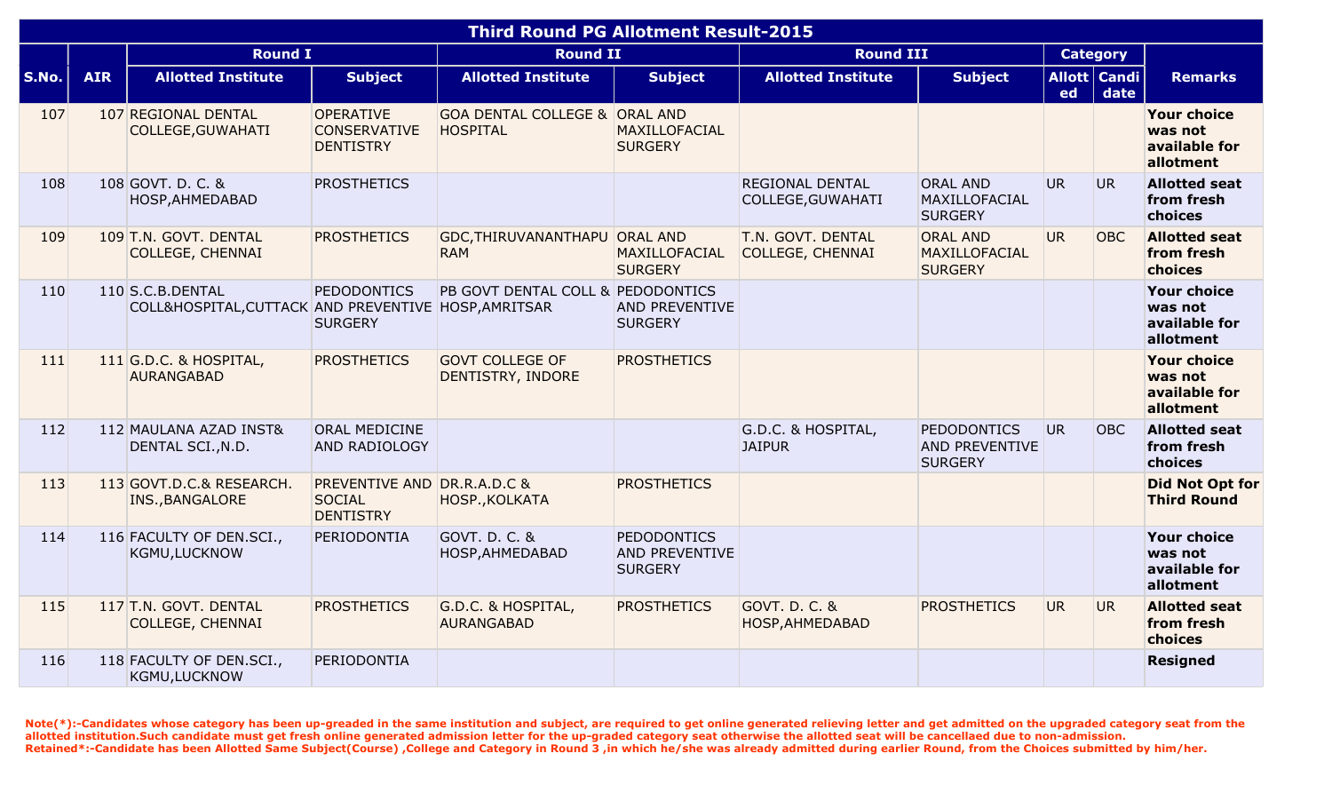| Third Round PG Allotment Result-2015 | | | | | | | | | | |
|---|---|---|---|---|---|---|---|---|---|---|
| | | Round I | | Round II | | Round III | | Category | | |
| S.No. | AIR | Allotted Institute | Subject | Allotted Institute | Subject | Allotted Institute | Subject | Allotted | Candidate | Remarks |
| 107 | 107 | REGIONAL DENTAL COLLEGE,GUWAHATI | OPERATIVE CONSERVATIVE DENTISTRY | GOA DENTAL COLLEGE & HOSPITAL | ORAL AND MAXILLOFACIAL SURGERY | | | | | **Your choice was not available for allotment** |
| 108 | 108 | GOVT. D. C. & HOSP,AHMEDABAD | PROSTHETICS | | | REGIONAL DENTAL COLLEGE,GUWAHATI | ORAL AND MAXILLOFACIAL SURGERY | UR | UR | **Allotted seat from fresh choices** |
| 109 | 109 | T.N. GOVT. DENTAL COLLEGE, CHENNAI | PROSTHETICS | GDC,THIRUVANANTHAPURAM | ORAL AND MAXILLOFACIAL SURGERY | T.N. GOVT. DENTAL COLLEGE, CHENNAI | ORAL AND MAXILLOFACIAL SURGERY | UR | OBC | **Allotted seat from fresh choices** |
| 110 | 110 | S.C.B.DENTAL COLL&HOSPITAL,CUTTACK | PEDODONTICS AND PREVENTIVE SURGERY | PB GOVT DENTAL COLL & HOSP,AMRITSAR | PEDODONTICS AND PREVENTIVE SURGERY | | | | | **Your choice was not available for allotment** |
| 111 | 111 | G.D.C. & HOSPITAL, AURANGABAD | PROSTHETICS | GOVT COLLEGE OF DENTISTRY, INDORE | PROSTHETICS | | | | | **Your choice was not available for allotment** |
| 112 | 112 | MAULANA AZAD INST& DENTAL SCI.,N.D. | ORAL MEDICINE AND RADIOLOGY | | | G.D.C. & HOSPITAL, JAIPUR | PEDODONTICS AND PREVENTIVE SURGERY | UR | OBC | **Allotted seat from fresh choices** |
| 113 | 113 | GOVT.D.C.& RESEARCH. INS.,BANGALORE | PREVENTIVE AND SOCIAL DENTISTRY | DR.R.A.D.C & HOSP.,KOLKATA | PROSTHETICS | | | | | **Did Not Opt for Third Round** |
| 114 | 116 | FACULTY OF DEN.SCI., KGMU,LUCKNOW | PERIODONTIA | GOVT. D. C. & HOSP,AHMEDABAD | PEDODONTICS AND PREVENTIVE SURGERY | | | | | **Your choice was not available for allotment** |
| 115 | 117 | T.N. GOVT. DENTAL COLLEGE, CHENNAI | PROSTHETICS | G.D.C. & HOSPITAL, AURANGABAD | PROSTHETICS | GOVT. D. C. & HOSP,AHMEDABAD | PROSTHETICS | UR | UR | **Allotted seat from fresh choices** |
| 116 | 118 | FACULTY OF DEN.SCI., KGMU,LUCKNOW | PERIODONTIA | | | | | | | **Resigned** |

**Note(*):-Candidates whose category has been up-greaded in the same institution and subject, are required to get online generated relieving letter and get admitted on the upgraded category seat from the allotted institution.Such candidate must get fresh online generated admission letter for the up-graded category seat otherwise the allotted seat will be cancellaed due to non-admission.**
**Retained*:-Candidate has been Allotted Same Subject(Course) ,College and Category in Round 3 ,in which he/she was already admitted during earlier Round, from the Choices submitted by him/her.**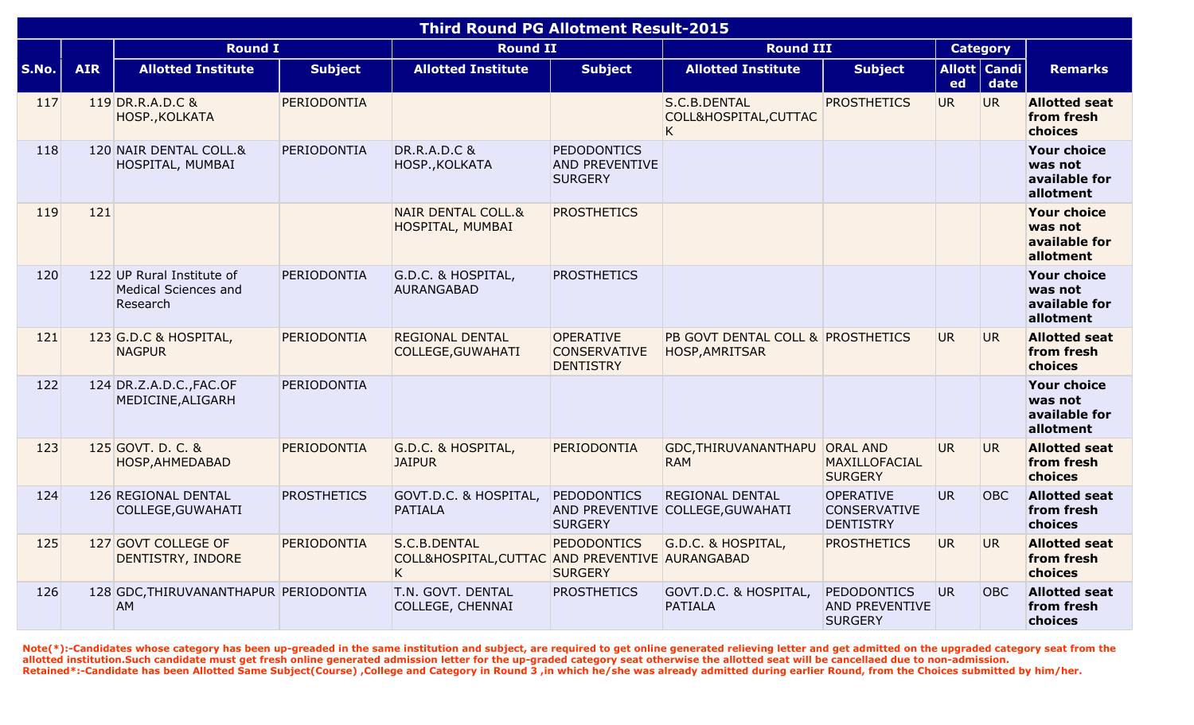| Third Round PG Allotment Result-2015 | | | | | | | | | | |
|---|---|---|---|---|---|---|---|---|---|---|
| S.No. | AIR | Round I | | Round II | | Round III | | Category | | Remarks |
| | | Allotted Institute | Subject | Allotted Institute | Subject | Allotted Institute | Subject | Allotted | Candidate | |
| 117 | 119 | DR.R.A.D.C & HOSP.,KOLKATA | PERIODONTIA | | | S.C.B.DENTAL COLL&HOSPITAL,CUTTACK | PROSTHETICS | UR | UR | **Allotted seat from fresh choices** |
| 118 | 120 | NAIR DENTAL COLL.& HOSPITAL, MUMBAI | PERIODONTIA | DR.R.A.D.C & HOSP.,KOLKATA | PEDODONTICS AND PREVENTIVE SURGERY | | | | | **Your choice was not available for allotment** |
| 119 | 121 | | | NAIR DENTAL COLL.& HOSPITAL, MUMBAI | PROSTHETICS | | | | | **Your choice was not available for allotment** |
| 120 | 122 | UP Rural Institute of Medical Sciences and Research | PERIODONTIA | G.D.C. & HOSPITAL, AURANGABAD | PROSTHETICS | | | | | **Your choice was not available for allotment** |
| 121 | 123 | G.D.C & HOSPITAL, NAGPUR | PERIODONTIA | REGIONAL DENTAL COLLEGE,GUWAHATI | OPERATIVE CONSERVATIVE DENTISTRY | PB GOVT DENTAL COLL & HOSP,AMRITSAR | PROSTHETICS | UR | UR | **Allotted seat from fresh choices** |
| 122 | 124 | DR.Z.A.D.C.,FAC.OF MEDICINE,ALIGARH | PERIODONTIA | | | | | | | **Your choice was not available for allotment** |
| 123 | 125 | GOVT. D. C. & HOSP,AHMEDABAD | PERIODONTIA | G.D.C. & HOSPITAL, JAIPUR | PERIODONTIA | GDC,THIRUVANANTHAPURAM | ORAL AND MAXILLOFACIAL SURGERY | UR | UR | **Allotted seat from fresh choices** |
| 124 | 126 | REGIONAL DENTAL COLLEGE,GUWAHATI | PROSTHETICS | GOVT.D.C. & HOSPITAL, PATIALA | PEDODONTICS AND PREVENTIVE SURGERY | REGIONAL DENTAL COLLEGE,GUWAHATI | OPERATIVE CONSERVATIVE DENTISTRY | UR | OBC | **Allotted seat from fresh choices** |
| 125 | 127 | GOVT COLLEGE OF DENTISTRY, INDORE | PERIODONTIA | S.C.B.DENTAL COLL&HOSPITAL,CUTTACK | PEDODONTICS AND PREVENTIVE SURGERY | G.D.C. & HOSPITAL, AURANGABAD | PROSTHETICS | UR | UR | **Allotted seat from fresh choices** |
| 126 | 128 | GDC,THIRUVANANTHAPURAM | PERIODONTIA | T.N. GOVT. DENTAL COLLEGE, CHENNAI | PROSTHETICS | GOVT.D.C. & HOSPITAL, PATIALA | PEDODONTICS AND PREVENTIVE SURGERY | UR | OBC | **Allotted seat from fresh choices** |

**Note(*):-Candidates whose category has been up-greaded in the same institution and subject, are required to get online generated relieving letter and get admitted on the upgraded category seat from the allotted institution.Such candidate must get fresh online generated admission letter for the up-graded category seat otherwise the allotted seat will be cancellaed due to non-admission.**
**Retained*:-Candidate has been Allotted Same Subject(Course) ,College and Category in Round 3 ,in which he/she was already admitted during earlier Round, from the Choices submitted by him/her.**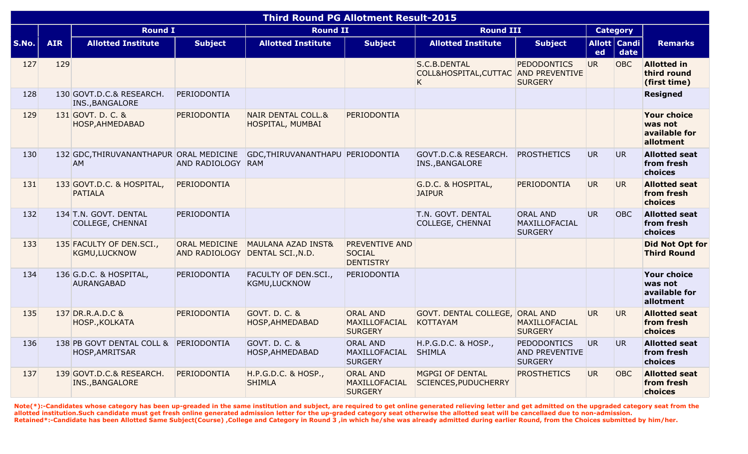# Third Round PG Allotment Result-2015

| S.No. | AIR | Round I | | Round II | | Round III | | Category | | Remarks |
|---|---|---|---|---|---|---|---|---|---|---|
| | | Allotted Institute | Subject | Allotted Institute | Subject | Allotted Institute | Subject | Allotted | Candidate | |
| 127 | 129 | | | | | S.C.B.DENTAL COLL&HOSPITAL,CUTTACK | PEDODONTICS AND PREVENTIVE SURGERY | UR | OBC | **Allotted in third round (first time)** |
| 128 | 130 | GOVT.D.C.& RESEARCH. INS.,BANGALORE | PERIODONTIA | | | | | | | **Resigned** |
| 129 | 131 | GOVT. D. C. & HOSP,AHMEDABAD | PERIODONTIA | NAIR DENTAL COLL.& HOSPITAL, MUMBAI | PERIODONTIA | | | | | **Your choice was not available for allotment** |
| 130 | 132 | GDC,THIRUVANANTHAPURAM | ORAL MEDICINE AND RADIOLOGY | GDC,THIRUVANANTHAPURAM | PERIODONTIA | GOVT.D.C.& RESEARCH. INS.,BANGALORE | PROSTHETICS | UR | UR | **Allotted seat from fresh choices** |
| 131 | 133 | GOVT.D.C. & HOSPITAL, PATIALA | PERIODONTIA | | | G.D.C. & HOSPITAL, JAIPUR | PERIODONTIA | UR | UR | **Allotted seat from fresh choices** |
| 132 | 134 | T.N. GOVT. DENTAL COLLEGE, CHENNAI | PERIODONTIA | | | T.N. GOVT. DENTAL COLLEGE, CHENNAI | ORAL AND MAXILLOFACIAL SURGERY | UR | OBC | **Allotted seat from fresh choices** |
| 133 | 135 | FACULTY OF DEN.SCI., KGMU,LUCKNOW | ORAL MEDICINE AND RADIOLOGY | MAULANA AZAD INST& DENTAL SCI.,N.D. | PREVENTIVE AND SOCIAL DENTISTRY | | | | | **Did Not Opt for Third Round** |
| 134 | 136 | G.D.C. & HOSPITAL, AURANGABAD | PERIODONTIA | FACULTY OF DEN.SCI., KGMU,LUCKNOW | PERIODONTIA | | | | | **Your choice was not available for allotment** |
| 135 | 137 | DR.R.A.D.C & HOSP.,KOLKATA | PERIODONTIA | GOVT. D. C. & HOSP,AHMEDABAD | ORAL AND MAXILLOFACIAL SURGERY | GOVT. DENTAL COLLEGE, KOTTAYAM | ORAL AND MAXILLOFACIAL SURGERY | UR | UR | **Allotted seat from fresh choices** |
| 136 | 138 | PB GOVT DENTAL COLL & HOSP,AMRITSAR | PERIODONTIA | GOVT. D. C. & HOSP,AHMEDABAD | ORAL AND MAXILLOFACIAL SURGERY | H.P.G.D.C. & HOSP., SHIMLA | PEDODONTICS AND PREVENTIVE SURGERY | UR | UR | **Allotted seat from fresh choices** |
| 137 | 139 | GOVT.D.C.& RESEARCH. INS.,BANGALORE | PERIODONTIA | H.P.G.D.C. & HOSP., SHIMLA | ORAL AND MAXILLOFACIAL SURGERY | MGPGI OF DENTAL SCIENCES,PUDUCHERRY | PROSTHETICS | UR | OBC | **Allotted seat from fresh choices** |

**Note(*):-Candidates whose category has been up-greaded in the same institution and subject, are required to get online generated relieving letter and get admitted on the upgraded category seat from the allotted institution.Such candidate must get fresh online generated admission letter for the up-graded category seat otherwise the allotted seat will be cancellaed due to non-admission.**
**Retained*:-Candidate has been Allotted Same Subject(Course) ,College and Category in Round 3 ,in which he/she was already admitted during earlier Round, from the Choices submitted by him/her.**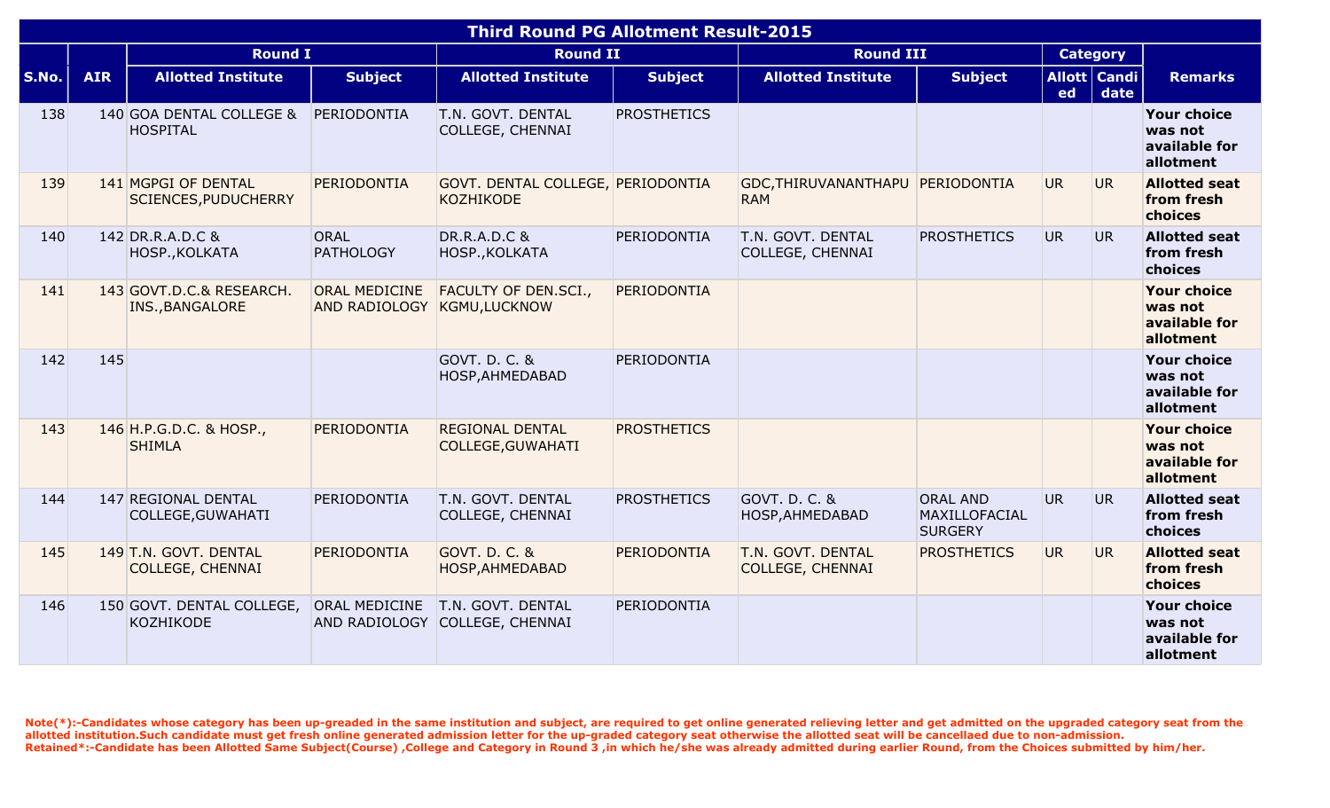| Third Round PG Allotment Result-2015 | | | | | | | | | | |
|---|---|---|---|---|---|---|---|---|---|---|
| | | Round I | | Round II | | Round III | | Category | | |
| S.No. | AIR | Allotted Institute | Subject | Allotted Institute | Subject | Allotted Institute | Subject | Allotted | Candidate | Remarks |
| 138 | 140 | GOA DENTAL COLLEGE & HOSPITAL | PERIODONTIA | T.N. GOVT. DENTAL COLLEGE, CHENNAI | PROSTHETICS | | | | | **Your choice was not available for allotment** |
| 139 | 141 | MGPGI OF DENTAL SCIENCES,PUDUCHERRY | PERIODONTIA | GOVT. DENTAL COLLEGE, KOZHIKODE | PERIODONTIA | GDC,THIRUVANANTHAPURAM | PERIODONTIA | UR | UR | **Allotted seat from fresh choices** |
| 140 | 142 | DR.R.A.D.C & HOSP.,KOLKATA | ORAL PATHOLOGY | DR.R.A.D.C & HOSP.,KOLKATA | PERIODONTIA | T.N. GOVT. DENTAL COLLEGE, CHENNAI | PROSTHETICS | UR | UR | **Allotted seat from fresh choices** |
| 141 | 143 | GOVT.D.C.& RESEARCH. INS.,BANGALORE | ORAL MEDICINE AND RADIOLOGY | FACULTY OF DEN.SCI., KGMU,LUCKNOW | PERIODONTIA | | | | | **Your choice was not available for allotment** |
| 142 | 145 | | | GOVT. D. C. & HOSP,AHMEDABAD | PERIODONTIA | | | | | **Your choice was not available for allotment** |
| 143 | 146 | H.P.G.D.C. & HOSP., SHIMLA | PERIODONTIA | REGIONAL DENTAL COLLEGE,GUWAHATI | PROSTHETICS | | | | | **Your choice was not available for allotment** |
| 144 | 147 | REGIONAL DENTAL COLLEGE,GUWAHATI | PERIODONTIA | T.N. GOVT. DENTAL COLLEGE, CHENNAI | PROSTHETICS | GOVT. D. C. & HOSP,AHMEDABAD | ORAL AND MAXILLOFACIAL SURGERY | UR | UR | **Allotted seat from fresh choices** |
| 145 | 149 | T.N. GOVT. DENTAL COLLEGE, CHENNAI | PERIODONTIA | GOVT. D. C. & HOSP,AHMEDABAD | PERIODONTIA | T.N. GOVT. DENTAL COLLEGE, CHENNAI | PROSTHETICS | UR | UR | **Allotted seat from fresh choices** |
| 146 | 150 | GOVT. DENTAL COLLEGE, KOZHIKODE | ORAL MEDICINE AND RADIOLOGY | T.N. GOVT. DENTAL COLLEGE, CHENNAI | PERIODONTIA | | | | | **Your choice was not available for allotment** |

**Note(*):-Candidates whose category has been up-greaded in the same institution and subject, are required to get online generated relieving letter and get admitted on the upgraded category seat from the allotted institution.Such candidate must get fresh online generated admission letter for the up-graded category seat otherwise the allotted seat will be cancellaed due to non-admission.**
**Retained*:-Candidate has been Allotted Same Subject(Course) ,College and Category in Round 3 ,in which he/she was already admitted during earlier Round, from the Choices submitted by him/her.**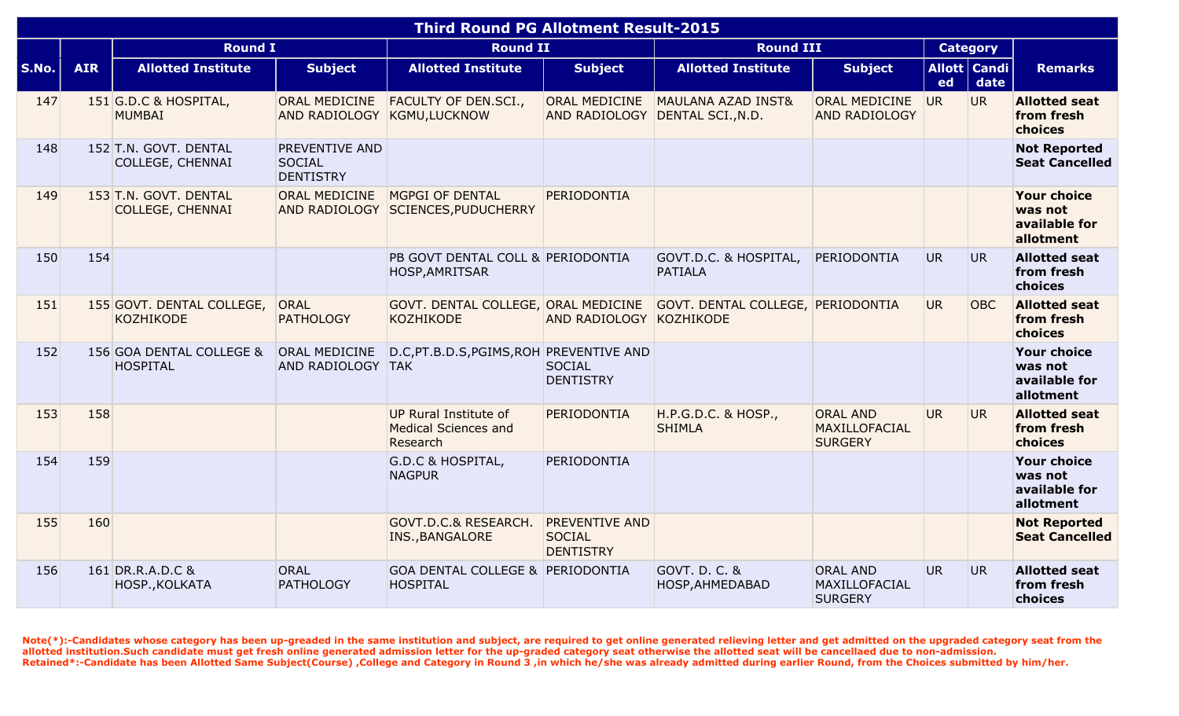## Third Round PG Allotment Result-2015

| S.No. | AIR | Round I | | Round II | | Round III | | Category | | Remarks |
|---|---|---|---|---|---|---|---|---|---|---|
| | | Allotted Institute | Subject | Allotted Institute | Subject | Allotted Institute | Subject | Allotted | Candidate | |
| 147 | 151 | G.D.C & HOSPITAL, MUMBAI | ORAL MEDICINE AND RADIOLOGY | FACULTY OF DEN.SCI., KGMU,LUCKNOW | ORAL MEDICINE AND RADIOLOGY | MAULANA AZAD INST& DENTAL SCI.,N.D. | ORAL MEDICINE AND RADIOLOGY | UR | UR | **Allotted seat from fresh choices** |
| 148 | 152 | T.N. GOVT. DENTAL COLLEGE, CHENNAI | PREVENTIVE AND SOCIAL DENTISTRY | | | | | | | **Not Reported Seat Cancelled** |
| 149 | 153 | T.N. GOVT. DENTAL COLLEGE, CHENNAI | ORAL MEDICINE AND RADIOLOGY | MGPGI OF DENTAL SCIENCES,PUDUCHERRY | PERIODONTIA | | | | | **Your choice was not available for allotment** |
| 150 | 154 | | | PB GOVT DENTAL COLL & HOSP,AMRITSAR | PERIODONTIA | GOVT.D.C. & HOSPITAL, PATIALA | PERIODONTIA | UR | UR | **Allotted seat from fresh choices** |
| 151 | 155 | GOVT. DENTAL COLLEGE, KOZHIKODE | ORAL PATHOLOGY | GOVT. DENTAL COLLEGE, KOZHIKODE | ORAL MEDICINE AND RADIOLOGY | GOVT. DENTAL COLLEGE, KOZHIKODE | PERIODONTIA | UR | OBC | **Allotted seat from fresh choices** |
| 152 | 156 | GOA DENTAL COLLEGE & HOSPITAL | ORAL MEDICINE AND RADIOLOGY | D.C,PT.B.D.S,PGIMS,ROHTAK | PREVENTIVE AND SOCIAL DENTISTRY | | | | | **Your choice was not available for allotment** |
| 153 | 158 | | | UP Rural Institute of Medical Sciences and Research | PERIODONTIA | H.P.G.D.C. & HOSP., SHIMLA | ORAL AND MAXILLOFACIAL SURGERY | UR | UR | **Allotted seat from fresh choices** |
| 154 | 159 | | | G.D.C & HOSPITAL, NAGPUR | PERIODONTIA | | | | | **Your choice was not available for allotment** |
| 155 | 160 | | | GOVT.D.C.& RESEARCH. INS.,BANGALORE | PREVENTIVE AND SOCIAL DENTISTRY | | | | | **Not Reported Seat Cancelled** |
| 156 | 161 | DR.R.A.D.C & HOSP.,KOLKATA | ORAL PATHOLOGY | GOA DENTAL COLLEGE & HOSPITAL | PERIODONTIA | GOVT. D. C. & HOSP,AHMEDABAD | ORAL AND MAXILLOFACIAL SURGERY | UR | UR | **Allotted seat from fresh choices** |

**Note(*):-Candidates whose category has been up-greaded in the same institution and subject, are required to get online generated relieving letter and get admitted on the upgraded category seat from the allotted institution.Such candidate must get fresh online generated admission letter for the up-graded category seat otherwise the allotted seat will be cancellaed due to non-admission.**
**Retained*:-Candidate has been Allotted Same Subject(Course) ,College and Category in Round 3 ,in which he/she was already admitted during earlier Round, from the Choices submitted by him/her.**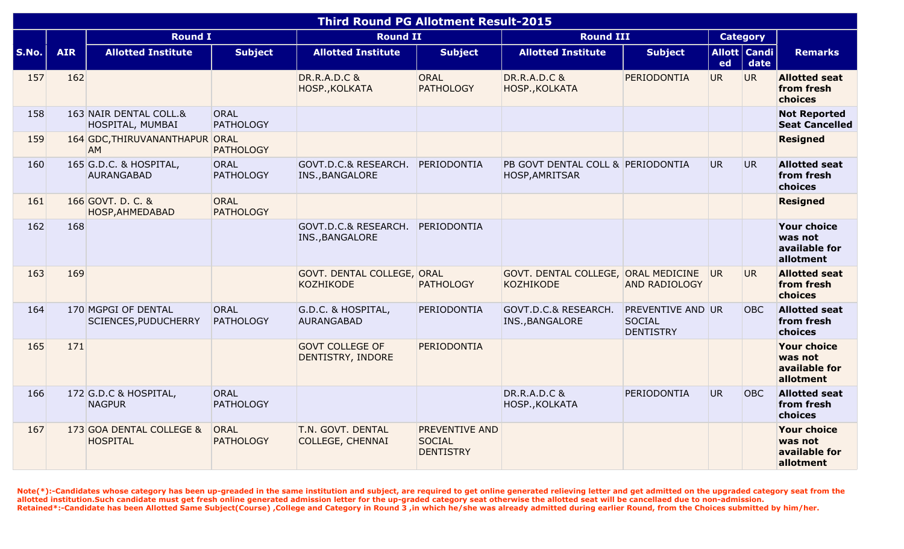| Third Round PG Allotment Result-2015 | | | | | | | | | | |
|---|---|---|---|---|---|---|---|---|---|---|
| | | Round I | | Round II | | Round III | | Category | | |
| S.No. | AIR | Allotted Institute | Subject | Allotted Institute | Subject | Allotted Institute | Subject | Allotted | Candidate | Remarks |
| 157 | 162 | | | DR.R.A.D.C & HOSP.,KOLKATA | ORAL PATHOLOGY | DR.R.A.D.C & HOSP.,KOLKATA | PERIODONTIA | UR | UR | **Allotted seat from fresh choices** |
| 158 | 163 | NAIR DENTAL COLL.& HOSPITAL, MUMBAI | ORAL PATHOLOGY | | | | | | | **Not Reported Seat Cancelled** |
| 159 | 164 | GDC,THIRUVANANTHAPURAM | ORAL PATHOLOGY | | | | | | | **Resigned** |
| 160 | 165 | G.D.C. & HOSPITAL, AURANGABAD | ORAL PATHOLOGY | GOVT.D.C.& RESEARCH. INS.,BANGALORE | PERIODONTIA | PB GOVT DENTAL COLL & HOSP,AMRITSAR | PERIODONTIA | UR | UR | **Allotted seat from fresh choices** |
| 161 | 166 | GOVT. D. C. & HOSP,AHMEDABAD | ORAL PATHOLOGY | | | | | | | **Resigned** |
| 162 | 168 | | | GOVT.D.C.& RESEARCH. INS.,BANGALORE | PERIODONTIA | | | | | **Your choice was not available for allotment** |
| 163 | 169 | | | GOVT. DENTAL COLLEGE, KOZHIKODE | ORAL PATHOLOGY | GOVT. DENTAL COLLEGE, KOZHIKODE | ORAL MEDICINE AND RADIOLOGY | UR | UR | **Allotted seat from fresh choices** |
| 164 | 170 | MGPGI OF DENTAL SCIENCES,PUDUCHERRY | ORAL PATHOLOGY | G.D.C. & HOSPITAL, AURANGABAD | PERIODONTIA | GOVT.D.C.& RESEARCH. INS.,BANGALORE | PREVENTIVE AND SOCIAL DENTISTRY | UR | OBC | **Allotted seat from fresh choices** |
| 165 | 171 | | | GOVT COLLEGE OF DENTISTRY, INDORE | PERIODONTIA | | | | | **Your choice was not available for allotment** |
| 166 | 172 | G.D.C & HOSPITAL, NAGPUR | ORAL PATHOLOGY | | | DR.R.A.D.C & HOSP.,KOLKATA | PERIODONTIA | UR | OBC | **Allotted seat from fresh choices** |
| 167 | 173 | GOA DENTAL COLLEGE & HOSPITAL | ORAL PATHOLOGY | T.N. GOVT. DENTAL COLLEGE, CHENNAI | PREVENTIVE AND SOCIAL DENTISTRY | | | | | **Your choice was not available for allotment** |

**Note(*):-Candidates whose category has been up-greaded in the same institution and subject, are required to get online generated relieving letter and get admitted on the upgraded category seat from the allotted institution.Such candidate must get fresh online generated admission letter for the up-graded category seat otherwise the allotted seat will be cancellaed due to non-admission.**
**Retained*:-Candidate has been Allotted Same Subject(Course) ,College and Category in Round 3 ,in which he/she was already admitted during earlier Round, from the Choices submitted by him/her.**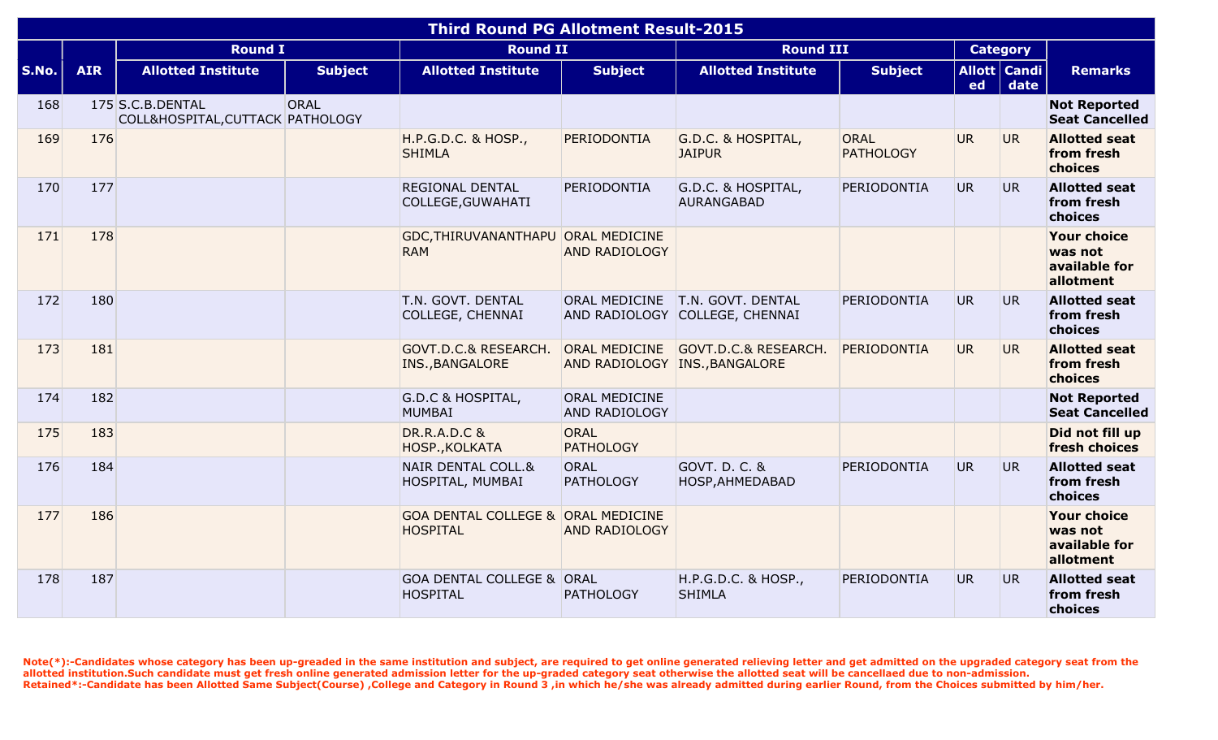| Third Round PG Allotment Result-2015 | | | | | | | | | | |
|---|---|---|---|---|---|---|---|---|---|---|
| | | Round I | | Round II | | Round III | | Category | | |
| S.No. | AIR | Allotted Institute | Subject | Allotted Institute | Subject | Allotted Institute | Subject | Allotted | Candidate | Remarks |
| 168 | 175 | S.C.B.DENTAL COLL&HOSPITAL,CUTTACK | ORAL PATHOLOGY | | | | | | | **Not Reported Seat Cancelled** |
| 169 | 176 | | | H.P.G.D.C. & HOSP., SHIMLA | PERIODONTIA | G.D.C. & HOSPITAL, JAIPUR | ORAL PATHOLOGY | UR | UR | **Allotted seat from fresh choices** |
| 170 | 177 | | | REGIONAL DENTAL COLLEGE,GUWAHATI | PERIODONTIA | G.D.C. & HOSPITAL, AURANGABAD | PERIODONTIA | UR | UR | **Allotted seat from fresh choices** |
| 171 | 178 | | | GDC,THIRUVANANTHAPURAM | ORAL MEDICINE AND RADIOLOGY | | | | | **Your choice was not available for allotment** |
| 172 | 180 | | | T.N. GOVT. DENTAL COLLEGE, CHENNAI | ORAL MEDICINE AND RADIOLOGY | T.N. GOVT. DENTAL COLLEGE, CHENNAI | PERIODONTIA | UR | UR | **Allotted seat from fresh choices** |
| 173 | 181 | | | GOVT.D.C.& RESEARCH. INS.,BANGALORE | ORAL MEDICINE AND RADIOLOGY | GOVT.D.C.& RESEARCH. INS.,BANGALORE | PERIODONTIA | UR | UR | **Allotted seat from fresh choices** |
| 174 | 182 | | | G.D.C & HOSPITAL, MUMBAI | ORAL MEDICINE AND RADIOLOGY | | | | | **Not Reported Seat Cancelled** |
| 175 | 183 | | | DR.R.A.D.C & HOSP.,KOLKATA | ORAL PATHOLOGY | | | | | **Did not fill up fresh choices** |
| 176 | 184 | | | NAIR DENTAL COLL.& HOSPITAL, MUMBAI | ORAL PATHOLOGY | GOVT. D. C. & HOSP,AHMEDABAD | PERIODONTIA | UR | UR | **Allotted seat from fresh choices** |
| 177 | 186 | | | GOA DENTAL COLLEGE & HOSPITAL | ORAL MEDICINE AND RADIOLOGY | | | | | **Your choice was not available for allotment** |
| 178 | 187 | | | GOA DENTAL COLLEGE & HOSPITAL | ORAL PATHOLOGY | H.P.G.D.C. & HOSP., SHIMLA | PERIODONTIA | UR | UR | **Allotted seat from fresh choices** |

**Note(*):-Candidates whose category has been up-greaded in the same institution and subject, are required to get online generated relieving letter and get admitted on the upgraded category seat from the allotted institution.Such candidate must get fresh online generated admission letter for the up-graded category seat otherwise the allotted seat will be cancellaed due to non-admission.**
**Retained*:-Candidate has been Allotted Same Subject(Course) ,College and Category in Round 3 ,in which he/she was already admitted during earlier Round, from the Choices submitted by him/her.**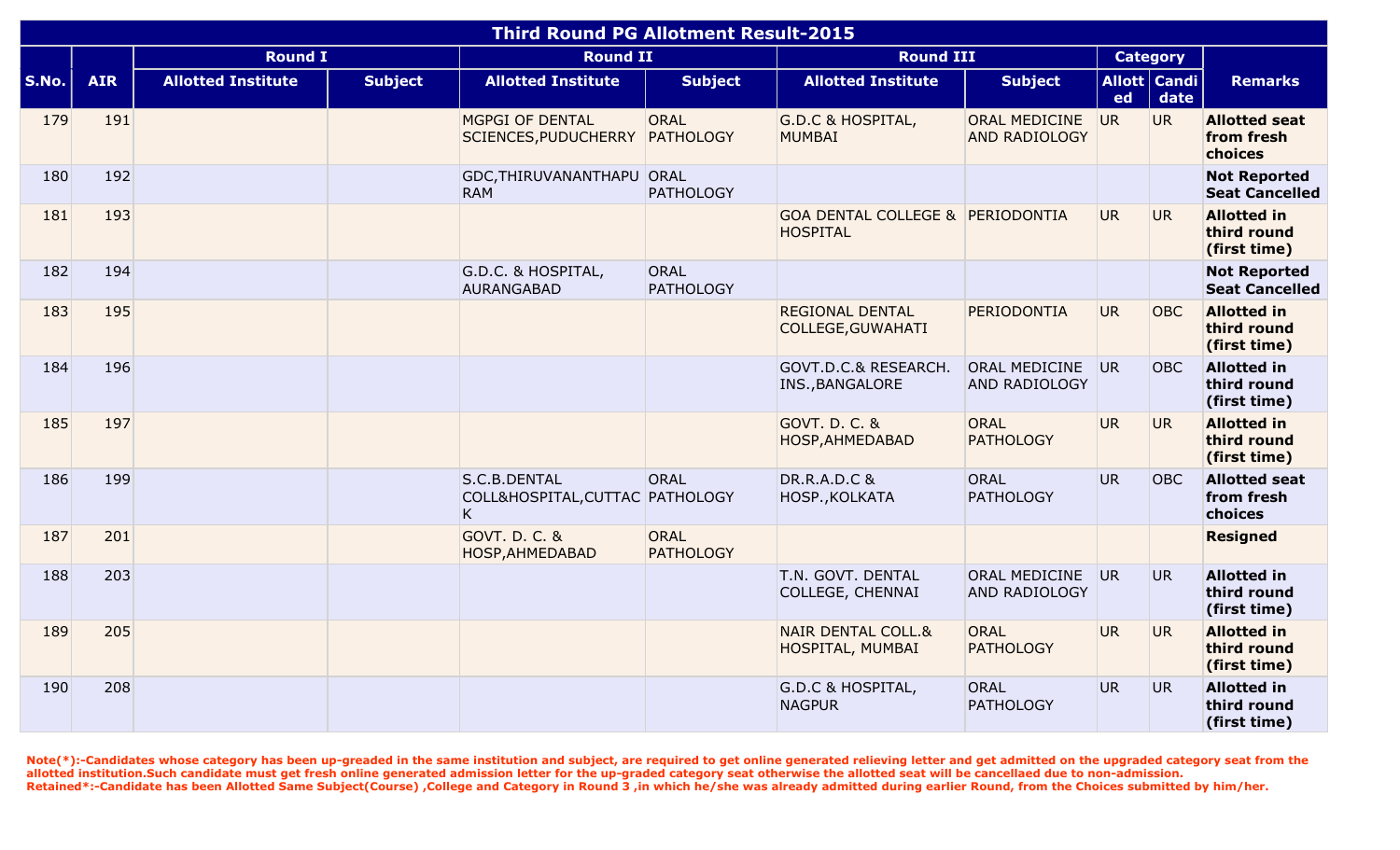| Third Round PG Allotment Result-2015 | | | | | | | | | | |
|---|---|---|---|---|---|---|---|---|---|---|
| | | Round I | | Round II | | Round III | | Category | | |
| S.No. | AIR | Allotted Institute | Subject | Allotted Institute | Subject | Allotted Institute | Subject | Allotted | Candidate | Remarks |
| 179 | 191 | | | MGPGI OF DENTAL SCIENCES,PUDUCHERRY | ORAL PATHOLOGY | G.D.C & HOSPITAL, MUMBAI | ORAL MEDICINE AND RADIOLOGY | UR | UR | **Allotted seat from fresh choices** |
| 180 | 192 | | | GDC,THIRUVANANTHAPURAM | ORAL PATHOLOGY | | | | | **Not Reported Seat Cancelled** |
| 181 | 193 | | | | | GOA DENTAL COLLEGE & HOSPITAL | PERIODONTIA | UR | UR | **Allotted in third round (first time)** |
| 182 | 194 | | | G.D.C. & HOSPITAL, AURANGABAD | ORAL PATHOLOGY | | | | | **Not Reported Seat Cancelled** |
| 183 | 195 | | | | | REGIONAL DENTAL COLLEGE,GUWAHATI | PERIODONTIA | UR | OBC | **Allotted in third round (first time)** |
| 184 | 196 | | | | | GOVT.D.C.& RESEARCH. INS.,BANGALORE | ORAL MEDICINE AND RADIOLOGY | UR | OBC | **Allotted in third round (first time)** |
| 185 | 197 | | | | | GOVT. D. C. & HOSP,AHMEDABAD | ORAL PATHOLOGY | UR | UR | **Allotted in third round (first time)** |
| 186 | 199 | | | S.C.B.DENTAL COLL&HOSPITAL,CUTTACK | ORAL PATHOLOGY | DR.R.A.D.C & HOSP.,KOLKATA | ORAL PATHOLOGY | UR | OBC | **Allotted seat from fresh choices** |
| 187 | 201 | | | GOVT. D. C. & HOSP,AHMEDABAD | ORAL PATHOLOGY | | | | | **Resigned** |
| 188 | 203 | | | | | T.N. GOVT. DENTAL COLLEGE, CHENNAI | ORAL MEDICINE AND RADIOLOGY | UR | UR | **Allotted in third round (first time)** |
| 189 | 205 | | | | | NAIR DENTAL COLL.& HOSPITAL, MUMBAI | ORAL PATHOLOGY | UR | UR | **Allotted in third round (first time)** |
| 190 | 208 | | | | | G.D.C & HOSPITAL, NAGPUR | ORAL PATHOLOGY | UR | UR | **Allotted in third round (first time)** |

**Note(*):-Candidates whose category has been up-greaded in the same institution and subject, are required to get online generated relieving letter and get admitted on the upgraded category seat from the allotted institution.Such candidate must get fresh online generated admission letter for the up-graded category seat otherwise the allotted seat will be cancellaed due to non-admission.**
**Retained*:-Candidate has been Allotted Same Subject(Course) ,College and Category in Round 3 ,in which he/she was already admitted during earlier Round, from the Choices submitted by him/her.**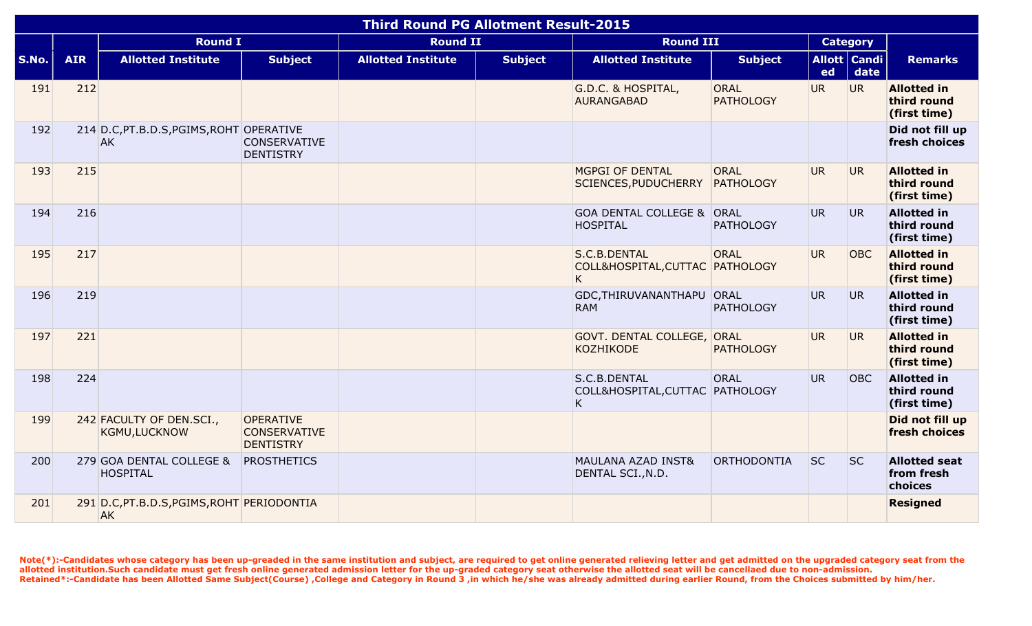| Third Round PG Allotment Result-2015 | | | | | | | | | | |
|---|---|---|---|---|---|---|---|---|---|---|
| | | Round I | | Round II | | Round III | | Category | | |
| S.No. | AIR | Allotted Institute | Subject | Allotted Institute | Subject | Allotted Institute | Subject | Allotted | Candidate | Remarks |
| 191 | 212 | | | | | G.D.C. & HOSPITAL, AURANGABAD | ORAL PATHOLOGY | UR | UR | **Allotted in third round (first time)** |
| 192 | 214 | D.C,PT.B.D.S,PGIMS,ROHTAK | OPERATIVE CONSERVATIVE DENTISTRY | | | | | | | **Did not fill up fresh choices** |
| 193 | 215 | | | | | MGPGI OF DENTAL SCIENCES,PUDUCHERRY | ORAL PATHOLOGY | UR | UR | **Allotted in third round (first time)** |
| 194 | 216 | | | | | GOA DENTAL COLLEGE & HOSPITAL | ORAL PATHOLOGY | UR | UR | **Allotted in third round (first time)** |
| 195 | 217 | | | | | S.C.B.DENTAL COLL&HOSPITAL,CUTTACK | ORAL PATHOLOGY | UR | OBC | **Allotted in third round (first time)** |
| 196 | 219 | | | | | GDC,THIRUVANANTHAPURAM | ORAL PATHOLOGY | UR | UR | **Allotted in third round (first time)** |
| 197 | 221 | | | | | GOVT. DENTAL COLLEGE, KOZHIKODE | ORAL PATHOLOGY | UR | UR | **Allotted in third round (first time)** |
| 198 | 224 | | | | | S.C.B.DENTAL COLL&HOSPITAL,CUTTACK | ORAL PATHOLOGY | UR | OBC | **Allotted in third round (first time)** |
| 199 | 242 | FACULTY OF DEN.SCI., KGMU,LUCKNOW | OPERATIVE CONSERVATIVE DENTISTRY | | | | | | | **Did not fill up fresh choices** |
| 200 | 279 | GOA DENTAL COLLEGE & HOSPITAL | PROSTHETICS | | | MAULANA AZAD INST& DENTAL SCI.,N.D. | ORTHODONTIA | SC | SC | **Allotted seat from fresh choices** |
| 201 | 291 | D.C,PT.B.D.S,PGIMS,ROHTAK | PERIODONTIA | | | | | | | **Resigned** |

**Note(*):-Candidates whose category has been up-greaded in the same institution and subject, are required to get online generated relieving letter and get admitted on the upgraded category seat from the allotted institution.Such candidate must get fresh online generated admission letter for the up-graded category seat otherwise the allotted seat will be cancellaed due to non-admission.**
**Retained*:-Candidate has been Allotted Same Subject(Course) ,College and Category in Round 3 ,in which he/she was already admitted during earlier Round, from the Choices submitted by him/her.**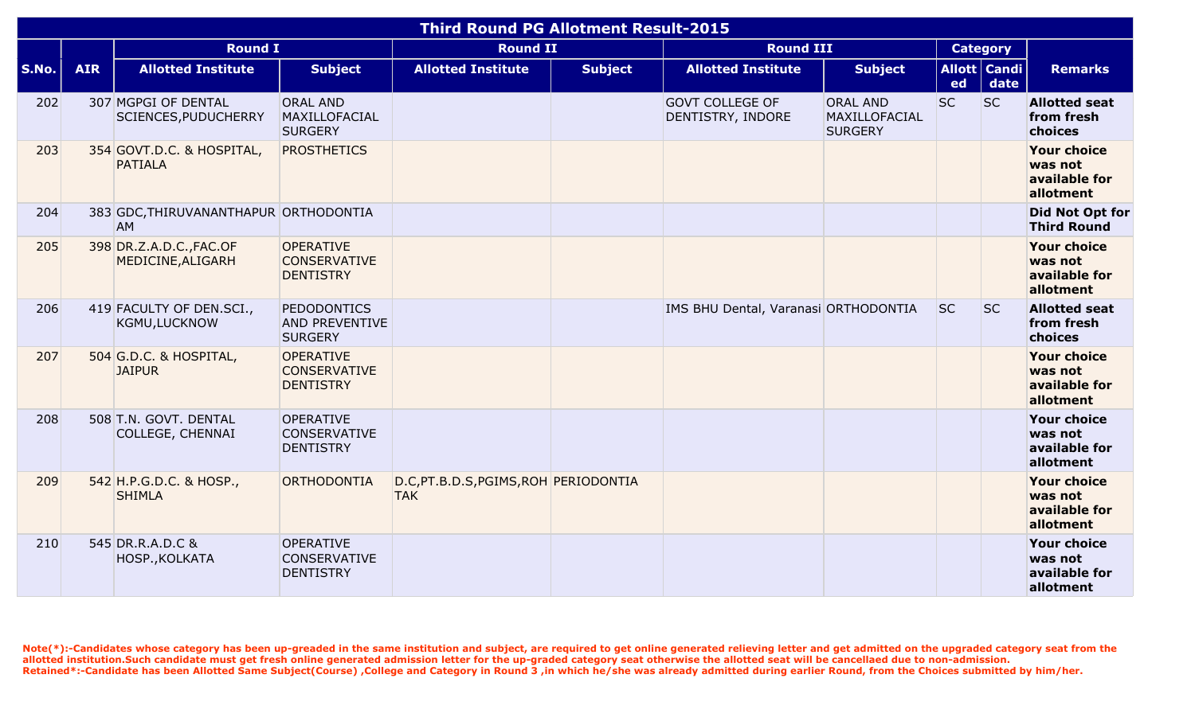# Third Round PG Allotment Result-2015

| S.No. | AIR | Round I | | Round II | | Round III | | Category | | Remarks |
|---|---|---|---|---|---|---|---|---|---|---|
| | | Allotted Institute | Subject | Allotted Institute | Subject | Allotted Institute | Subject | Allotted | Candidate | |
| 202 | 307 | MGPGI OF DENTAL SCIENCES,PUDUCHERRY | ORAL AND MAXILLOFACIAL SURGERY | | | GOVT COLLEGE OF DENTISTRY, INDORE | ORAL AND MAXILLOFACIAL SURGERY | SC | SC | **Allotted seat from fresh choices** |
| 203 | 354 | GOVT.D.C. & HOSPITAL, PATIALA | PROSTHETICS | | | | | | | **Your choice was not available for allotment** |
| 204 | 383 | GDC,THIRUVANANTHAPURAM | ORTHODONTIA | | | | | | | **Did Not Opt for Third Round** |
| 205 | 398 | DR.Z.A.D.C.,FAC.OF MEDICINE,ALIGARH | OPERATIVE CONSERVATIVE DENTISTRY | | | | | | | **Your choice was not available for allotment** |
| 206 | 419 | FACULTY OF DEN.SCI., KGMU,LUCKNOW | PEDODONTICS AND PREVENTIVE SURGERY | | | IMS BHU Dental, Varanasi | ORTHODONTIA | SC | SC | **Allotted seat from fresh choices** |
| 207 | 504 | G.D.C. & HOSPITAL, JAIPUR | OPERATIVE CONSERVATIVE DENTISTRY | | | | | | | **Your choice was not available for allotment** |
| 208 | 508 | T.N. GOVT. DENTAL COLLEGE, CHENNAI | OPERATIVE CONSERVATIVE DENTISTRY | | | | | | | **Your choice was not available for allotment** |
| 209 | 542 | H.P.G.D.C. & HOSP., SHIMLA | ORTHODONTIA | D.C,PT.B.D.S,PGIMS,ROHTAK | PERIODONTIA | | | | | **Your choice was not available for allotment** |
| 210 | 545 | DR.R.A.D.C & HOSP.,KOLKATA | OPERATIVE CONSERVATIVE DENTISTRY | | | | | | | **Your choice was not available for allotment** |

**Note(*):-Candidates whose category has been up-greaded in the same institution and subject, are required to get online generated relieving letter and get admitted on the upgraded category seat from the allotted institution.Such candidate must get fresh online generated admission letter for the up-graded category seat otherwise the allotted seat will be cancellaed due to non-admission.**
**Retained*:-Candidate has been Allotted Same Subject(Course) ,College and Category in Round 3 ,in which he/she was already admitted during earlier Round, from the Choices submitted by him/her.**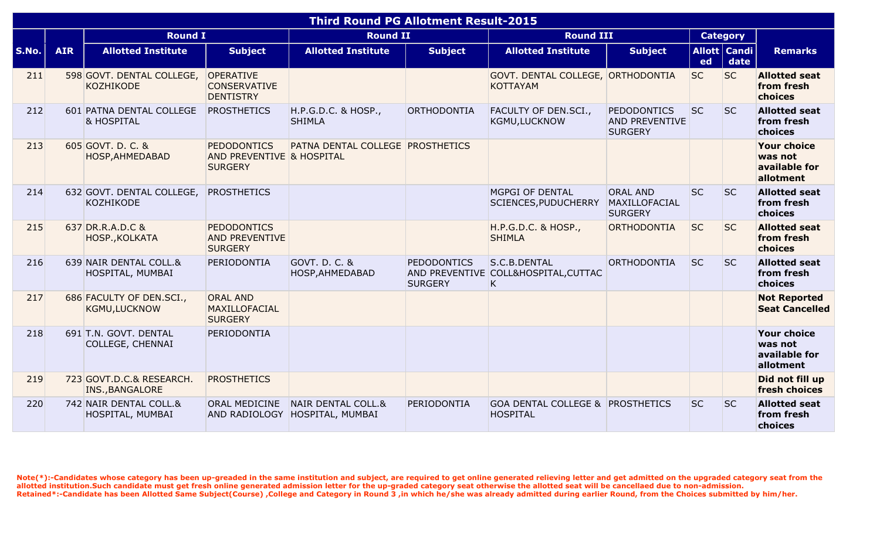# Third Round PG Allotment Result-2015

| S.No. | AIR | Round I | | Round II | | Round III | | Category | | Remarks |
|---|---|---|---|---|---|---|---|---|---|---|
| | | Allotted Institute | Subject | Allotted Institute | Subject | Allotted Institute | Subject | Allotted | Candidate | |
| 211 | 598 | GOVT. DENTAL COLLEGE, KOZHIKODE | OPERATIVE CONSERVATIVE DENTISTRY | | | GOVT. DENTAL COLLEGE, KOTTAYAM | ORTHODONTIA | SC | SC | **Allotted seat from fresh choices** |
| 212 | 601 | PATNA DENTAL COLLEGE & HOSPITAL | PROSTHETICS | H.P.G.D.C. & HOSP., SHIMLA | ORTHODONTIA | FACULTY OF DEN.SCI., KGMU,LUCKNOW | PEDODONTICS AND PREVENTIVE SURGERY | SC | SC | **Allotted seat from fresh choices** |
| 213 | 605 | GOVT. D. C. & HOSP,AHMEDABAD | PEDODONTICS AND PREVENTIVE SURGERY | PATNA DENTAL COLLEGE & HOSPITAL | PROSTHETICS | | | | | **Your choice was not available for allotment** |
| 214 | 632 | GOVT. DENTAL COLLEGE, KOZHIKODE | PROSTHETICS | | | MGPGI OF DENTAL SCIENCES,PUDUCHERRY | ORAL AND MAXILLOFACIAL SURGERY | SC | SC | **Allotted seat from fresh choices** |
| 215 | 637 | DR.R.A.D.C & HOSP.,KOLKATA | PEDODONTICS AND PREVENTIVE SURGERY | | | H.P.G.D.C. & HOSP., SHIMLA | ORTHODONTIA | SC | SC | **Allotted seat from fresh choices** |
| 216 | 639 | NAIR DENTAL COLL.& HOSPITAL, MUMBAI | PERIODONTIA | GOVT. D. C. & HOSP,AHMEDABAD | PEDODONTICS AND PREVENTIVE SURGERY | S.C.B.DENTAL COLL&HOSPITAL,CUTTACK | ORTHODONTIA | SC | SC | **Allotted seat from fresh choices** |
| 217 | 686 | FACULTY OF DEN.SCI., KGMU,LUCKNOW | ORAL AND MAXILLOFACIAL SURGERY | | | | | | | **Not Reported Seat Cancelled** |
| 218 | 691 | T.N. GOVT. DENTAL COLLEGE, CHENNAI | PERIODONTIA | | | | | | | **Your choice was not available for allotment** |
| 219 | 723 | GOVT.D.C.& RESEARCH. INS.,BANGALORE | PROSTHETICS | | | | | | | **Did not fill up fresh choices** |
| 220 | 742 | NAIR DENTAL COLL.& HOSPITAL, MUMBAI | ORAL MEDICINE AND RADIOLOGY | NAIR DENTAL COLL.& HOSPITAL, MUMBAI | PERIODONTIA | GOA DENTAL COLLEGE & HOSPITAL | PROSTHETICS | SC | SC | **Allotted seat from fresh choices** |

**Note(*):-Candidates whose category has been up-greaded in the same institution and subject, are required to get online generated relieving letter and get admitted on the upgraded category seat from the allotted institution.Such candidate must get fresh online generated admission letter for the up-graded category seat otherwise the allotted seat will be cancellaed due to non-admission.**
**Retained*:-Candidate has been Allotted Same Subject(Course) ,College and Category in Round 3 ,in which he/she was already admitted during earlier Round, from the Choices submitted by him/her.**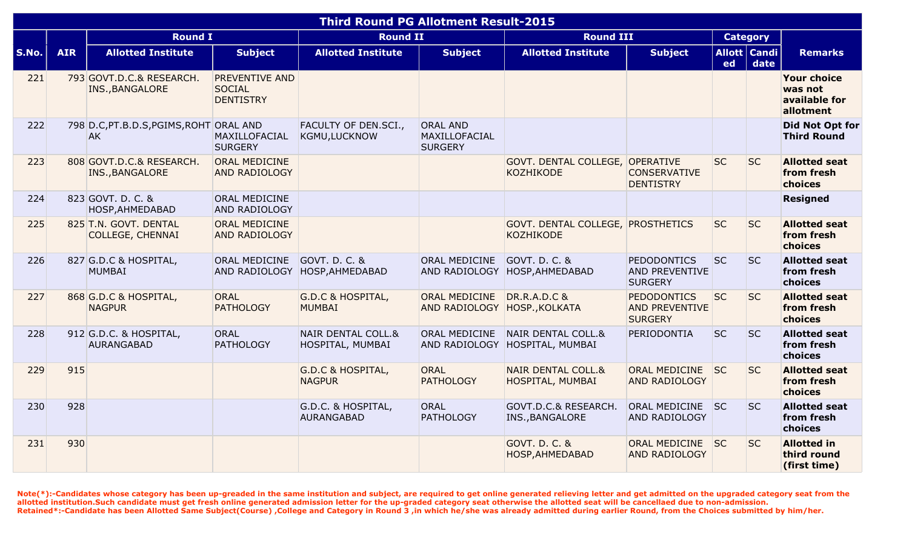## Third Round PG Allotment Result-2015

| S.No. | AIR | Round I | | Round II | | Round III | | Category | | Remarks |
|---|---|---|---|---|---|---|---|---|---|---|
| | | Allotted Institute | Subject | Allotted Institute | Subject | Allotted Institute | Subject | Allotted | Candidate | |
| 221 | 793 | GOVT.D.C.& RESEARCH. INS.,BANGALORE | PREVENTIVE AND SOCIAL DENTISTRY | | | | | | | **Your choice was not available for allotment** |
| 222 | 798 | D.C,PT.B.D.S,PGIMS,ROHTAK | ORAL AND MAXILLOFACIAL SURGERY | FACULTY OF DEN.SCI., KGMU,LUCKNOW | ORAL AND MAXILLOFACIAL SURGERY | | | | | **Did Not Opt for Third Round** |
| 223 | 808 | GOVT.D.C.& RESEARCH. INS.,BANGALORE | ORAL MEDICINE AND RADIOLOGY | | | GOVT. DENTAL COLLEGE, KOZHIKODE | OPERATIVE CONSERVATIVE DENTISTRY | SC | SC | **Allotted seat from fresh choices** |
| 224 | 823 | GOVT. D. C. & HOSP,AHMEDABAD | ORAL MEDICINE AND RADIOLOGY | | | | | | | **Resigned** |
| 225 | 825 | T.N. GOVT. DENTAL COLLEGE, CHENNAI | ORAL MEDICINE AND RADIOLOGY | | | GOVT. DENTAL COLLEGE, KOZHIKODE | PROSTHETICS | SC | SC | **Allotted seat from fresh choices** |
| 226 | 827 | G.D.C & HOSPITAL, MUMBAI | ORAL MEDICINE AND RADIOLOGY | GOVT. D. C. & HOSP,AHMEDABAD | ORAL MEDICINE AND RADIOLOGY | GOVT. D. C. & HOSP,AHMEDABAD | PEDODONTICS AND PREVENTIVE SURGERY | SC | SC | **Allotted seat from fresh choices** |
| 227 | 868 | G.D.C & HOSPITAL, NAGPUR | ORAL PATHOLOGY | G.D.C & HOSPITAL, MUMBAI | ORAL MEDICINE AND RADIOLOGY | DR.R.A.D.C & HOSP.,KOLKATA | PEDODONTICS AND PREVENTIVE SURGERY | SC | SC | **Allotted seat from fresh choices** |
| 228 | 912 | G.D.C. & HOSPITAL, AURANGABAD | ORAL PATHOLOGY | NAIR DENTAL COLL.& HOSPITAL, MUMBAI | ORAL MEDICINE AND RADIOLOGY | NAIR DENTAL COLL.& HOSPITAL, MUMBAI | PERIODONTIA | SC | SC | **Allotted seat from fresh choices** |
| 229 | 915 | | | G.D.C & HOSPITAL, NAGPUR | ORAL PATHOLOGY | NAIR DENTAL COLL.& HOSPITAL, MUMBAI | ORAL MEDICINE AND RADIOLOGY | SC | SC | **Allotted seat from fresh choices** |
| 230 | 928 | | | G.D.C. & HOSPITAL, AURANGABAD | ORAL PATHOLOGY | GOVT.D.C.& RESEARCH. INS.,BANGALORE | ORAL MEDICINE AND RADIOLOGY | SC | SC | **Allotted seat from fresh choices** |
| 231 | 930 | | | | | GOVT. D. C. & HOSP,AHMEDABAD | ORAL MEDICINE AND RADIOLOGY | SC | SC | **Allotted in third round (first time)** |

**Note(*):-Candidates whose category has been up-greaded in the same institution and subject, are required to get online generated relieving letter and get admitted on the upgraded category seat from the allotted institution.Such candidate must get fresh online generated admission letter for the up-graded category seat otherwise the allotted seat will be cancellaed due to non-admission.**
**Retained*:-Candidate has been Allotted Same Subject(Course) ,College and Category in Round 3 ,in which he/she was already admitted during earlier Round, from the Choices submitted by him/her.**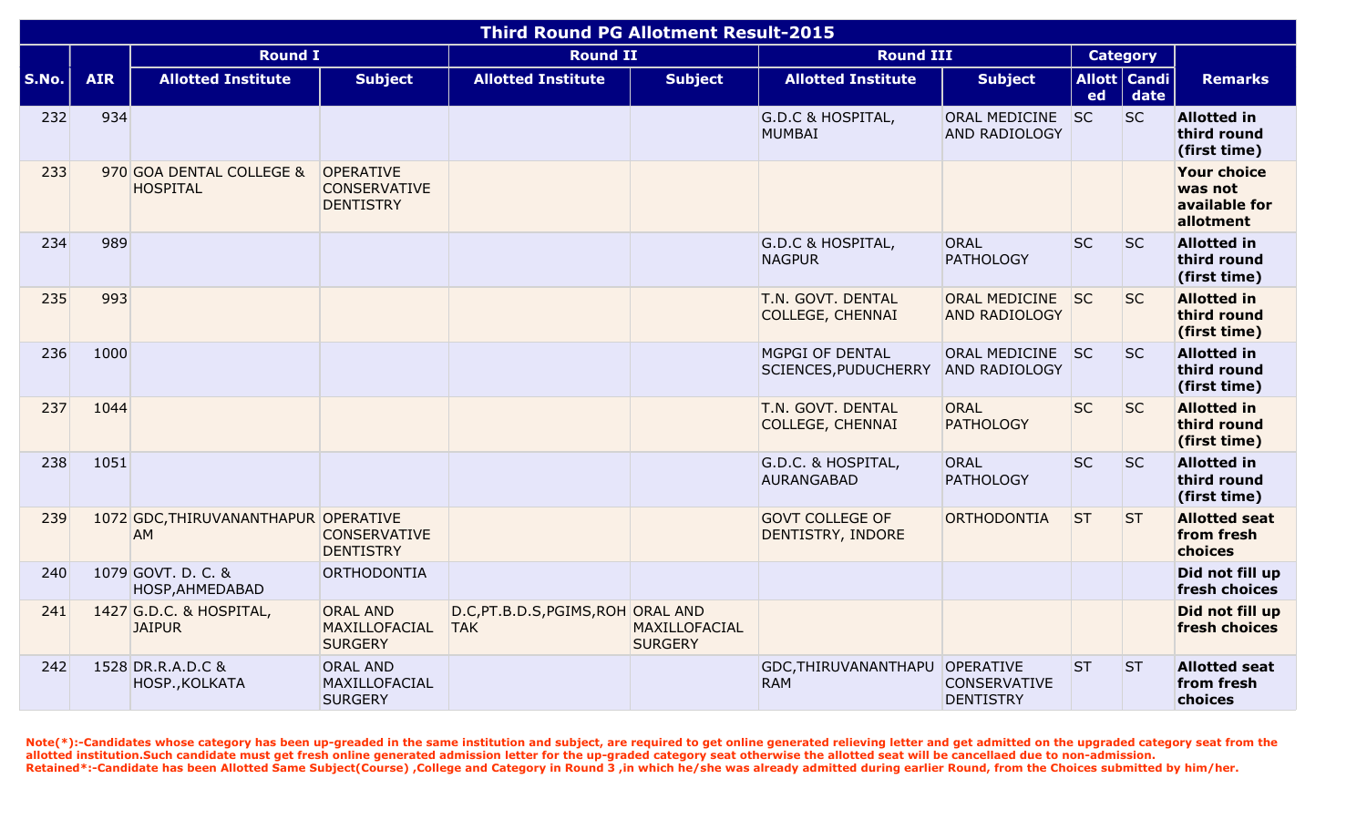# Third Round PG Allotment Result-2015

| S.No. | AIR | Round I | | Round II | | Round III | | Category | | Remarks |
|---|---|---|---|---|---|---|---|---|---|---|
| | | Allotted Institute | Subject | Allotted Institute | Subject | Allotted Institute | Subject | Allotted | Candidate | |
| 232 | 934 | | | | | G.D.C & HOSPITAL, MUMBAI | ORAL MEDICINE AND RADIOLOGY | SC | SC | **Allotted in third round (first time)** |
| 233 | 970 | GOA DENTAL COLLEGE & HOSPITAL | OPERATIVE CONSERVATIVE DENTISTRY | | | | | | | **Your choice was not available for allotment** |
| 234 | 989 | | | | | G.D.C & HOSPITAL, NAGPUR | ORAL PATHOLOGY | SC | SC | **Allotted in third round (first time)** |
| 235 | 993 | | | | | T.N. GOVT. DENTAL COLLEGE, CHENNAI | ORAL MEDICINE AND RADIOLOGY | SC | SC | **Allotted in third round (first time)** |
| 236 | 1000 | | | | | MGPGI OF DENTAL SCIENCES,PUDUCHERRY | ORAL MEDICINE AND RADIOLOGY | SC | SC | **Allotted in third round (first time)** |
| 237 | 1044 | | | | | T.N. GOVT. DENTAL COLLEGE, CHENNAI | ORAL PATHOLOGY | SC | SC | **Allotted in third round (first time)** |
| 238 | 1051 | | | | | G.D.C. & HOSPITAL, AURANGABAD | ORAL PATHOLOGY | SC | SC | **Allotted in third round (first time)** |
| 239 | 1072 | GDC,THIRUVANANTHAPURAM | OPERATIVE CONSERVATIVE DENTISTRY | | | GOVT COLLEGE OF DENTISTRY, INDORE | ORTHODONTIA | ST | ST | **Allotted seat from fresh choices** |
| 240 | 1079 | GOVT. D. C. & HOSP,AHMEDABAD | ORTHODONTIA | | | | | | | **Did not fill up fresh choices** |
| 241 | 1427 | G.D.C. & HOSPITAL, JAIPUR | ORAL AND MAXILLOFACIAL SURGERY | D.C,PT.B.D.S,PGIMS,ROHTAK | ORAL AND MAXILLOFACIAL SURGERY | | | | | **Did not fill up fresh choices** |
| 242 | 1528 | DR.R.A.D.C & HOSP.,KOLKATA | ORAL AND MAXILLOFACIAL SURGERY | | | GDC,THIRUVANANTHAPURAM | OPERATIVE CONSERVATIVE DENTISTRY | ST | ST | **Allotted seat from fresh choices** |

**Note(*):-Candidates whose category has been up-greaded in the same institution and subject, are required to get online generated relieving letter and get admitted on the upgraded category seat from the allotted institution.Such candidate must get fresh online generated admission letter for the up-graded category seat otherwise the allotted seat will be cancellaed due to non-admission.**
**Retained*:-Candidate has been Allotted Same Subject(Course) ,College and Category in Round 3 ,in which he/she was already admitted during earlier Round, from the Choices submitted by him/her.**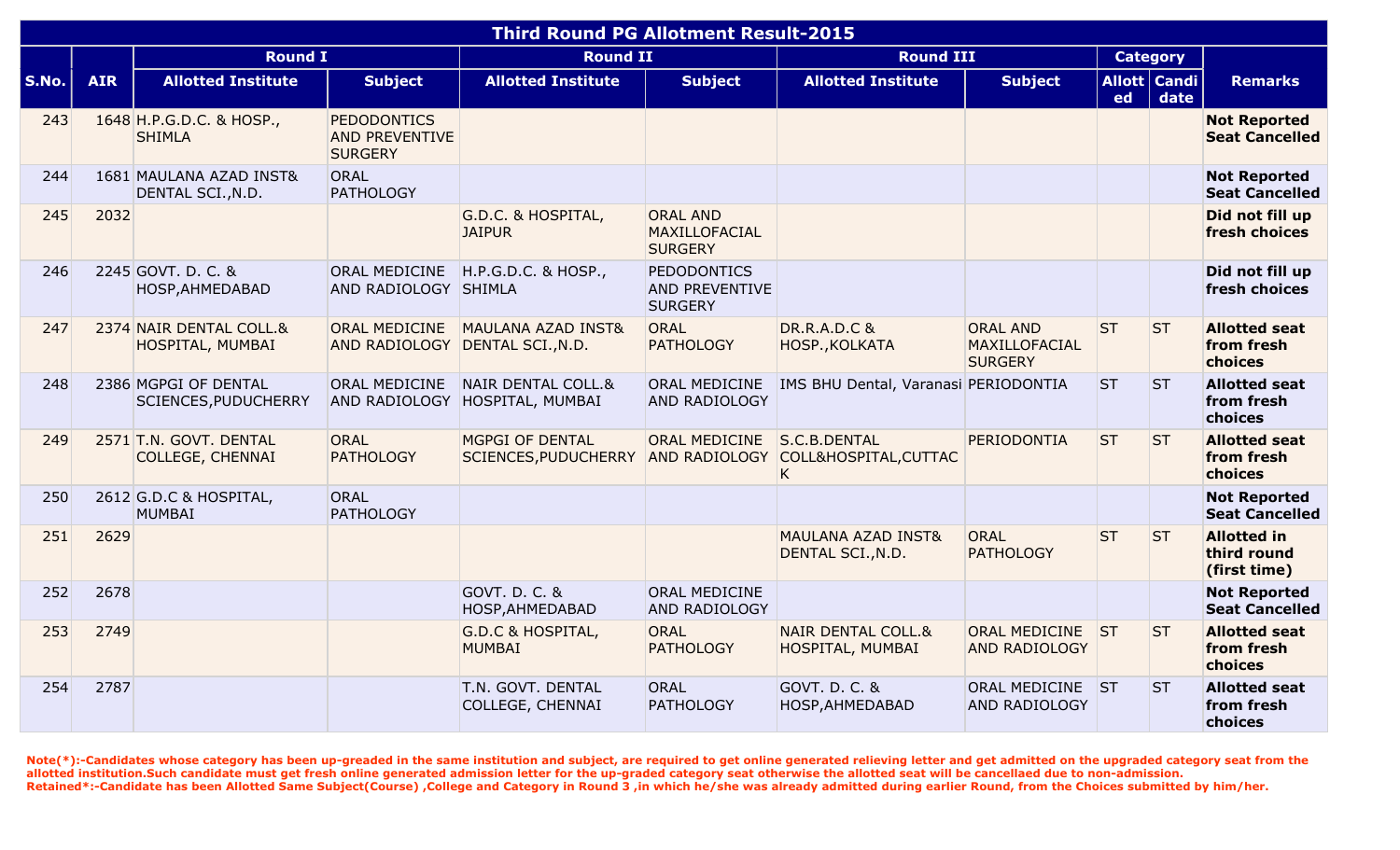| Third Round PG Allotment Result-2015 | | | | | | | | | | |
|---|---|---|---|---|---|---|---|---|---|---|
| | | Round I | | Round II | | Round III | | Category | | |
| S.No. | AIR | Allotted Institute | Subject | Allotted Institute | Subject | Allotted Institute | Subject | Allotted | Candidate | Remarks |
| 243 | 1648 | H.P.G.D.C. & HOSP., SHIMLA | PEDODONTICS AND PREVENTIVE SURGERY | | | | | | | **Not Reported Seat Cancelled** |
| 244 | 1681 | MAULANA AZAD INST& DENTAL SCI.,N.D. | ORAL PATHOLOGY | | | | | | | **Not Reported Seat Cancelled** |
| 245 | 2032 | | | G.D.C. & HOSPITAL, JAIPUR | ORAL AND MAXILLOFACIAL SURGERY | | | | | **Did not fill up fresh choices** |
| 246 | 2245 | GOVT. D. C. & HOSP,AHMEDABAD | ORAL MEDICINE AND RADIOLOGY | H.P.G.D.C. & HOSP., SHIMLA | PEDODONTICS AND PREVENTIVE SURGERY | | | | | **Did not fill up fresh choices** |
| 247 | 2374 | NAIR DENTAL COLL.& HOSPITAL, MUMBAI | ORAL MEDICINE AND RADIOLOGY | MAULANA AZAD INST& DENTAL SCI.,N.D. | ORAL PATHOLOGY | DR.R.A.D.C & HOSP.,KOLKATA | ORAL AND MAXILLOFACIAL SURGERY | ST | ST | **Allotted seat from fresh choices** |
| 248 | 2386 | MGPGI OF DENTAL SCIENCES,PUDUCHERRY | ORAL MEDICINE AND RADIOLOGY | NAIR DENTAL COLL.& HOSPITAL, MUMBAI | ORAL MEDICINE AND RADIOLOGY | IMS BHU Dental, Varanasi | PERIODONTIA | ST | ST | **Allotted seat from fresh choices** |
| 249 | 2571 | T.N. GOVT. DENTAL COLLEGE, CHENNAI | ORAL PATHOLOGY | MGPGI OF DENTAL SCIENCES,PUDUCHERRY | ORAL MEDICINE AND RADIOLOGY | S.C.B.DENTAL COLL&HOSPITAL,CUTTACK | PERIODONTIA | ST | ST | **Allotted seat from fresh choices** |
| 250 | 2612 | G.D.C & HOSPITAL, MUMBAI | ORAL PATHOLOGY | | | | | | | **Not Reported Seat Cancelled** |
| 251 | 2629 | | | | | MAULANA AZAD INST& DENTAL SCI.,N.D. | ORAL PATHOLOGY | ST | ST | **Allotted in third round (first time)** |
| 252 | 2678 | | | GOVT. D. C. & HOSP,AHMEDABAD | ORAL MEDICINE AND RADIOLOGY | | | | | **Not Reported Seat Cancelled** |
| 253 | 2749 | | | G.D.C & HOSPITAL, MUMBAI | ORAL PATHOLOGY | NAIR DENTAL COLL.& HOSPITAL, MUMBAI | ORAL MEDICINE AND RADIOLOGY | ST | ST | **Allotted seat from fresh choices** |
| 254 | 2787 | | | T.N. GOVT. DENTAL COLLEGE, CHENNAI | ORAL PATHOLOGY | GOVT. D. C. & HOSP,AHMEDABAD | ORAL MEDICINE AND RADIOLOGY | ST | ST | **Allotted seat from fresh choices** |

**Note(*):-Candidates whose category has been up-greaded in the same institution and subject, are required to get online generated relieving letter and get admitted on the upgraded category seat from the allotted institution.Such candidate must get fresh online generated admission letter for the up-graded category seat otherwise the allotted seat will be cancellaed due to non-admission.**
**Retained*:-Candidate has been Allotted Same Subject(Course) ,College and Category in Round 3 ,in which he/she was already admitted during earlier Round, from the Choices submitted by him/her.**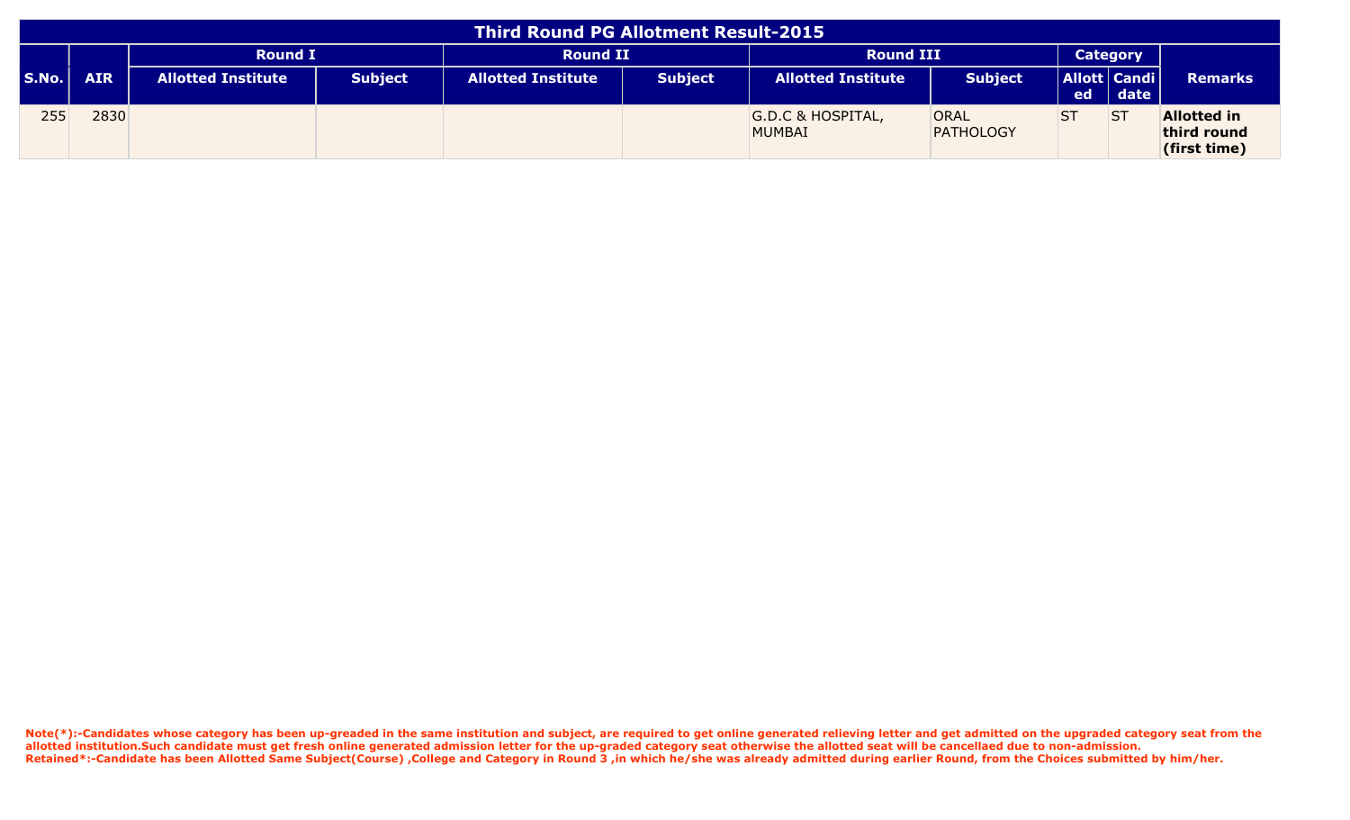# Third Round PG Allotment Result-2015

| S.No. | AIR | Round I | | Round II | | Round III | | Category | | Remarks |
|---|---|---|---|---|---|---|---|---|---|---|
| | | Allotted Institute | Subject | Allotted Institute | Subject | Allotted Institute | Subject | Allotted | Candidate | |
| 255 | 2830 | | | | | G.D.C & HOSPITAL, MUMBAI | ORAL PATHOLOGY | ST | ST | **Allotted in third round (first time)** |

**Note(*):-Candidates whose category has been up-greaded in the same institution and subject, are required to get online generated relieving letter and get admitted on the upgraded category seat from the allotted institution.Such candidate must get fresh online generated admission letter for the up-graded category seat otherwise the allotted seat will be cancellaed due to non-admission.**
**Retained*:-Candidate has been Allotted Same Subject(Course) ,College and Category in Round 3 ,in which he/she was already admitted during earlier Round, from the Choices submitted by him/her.**